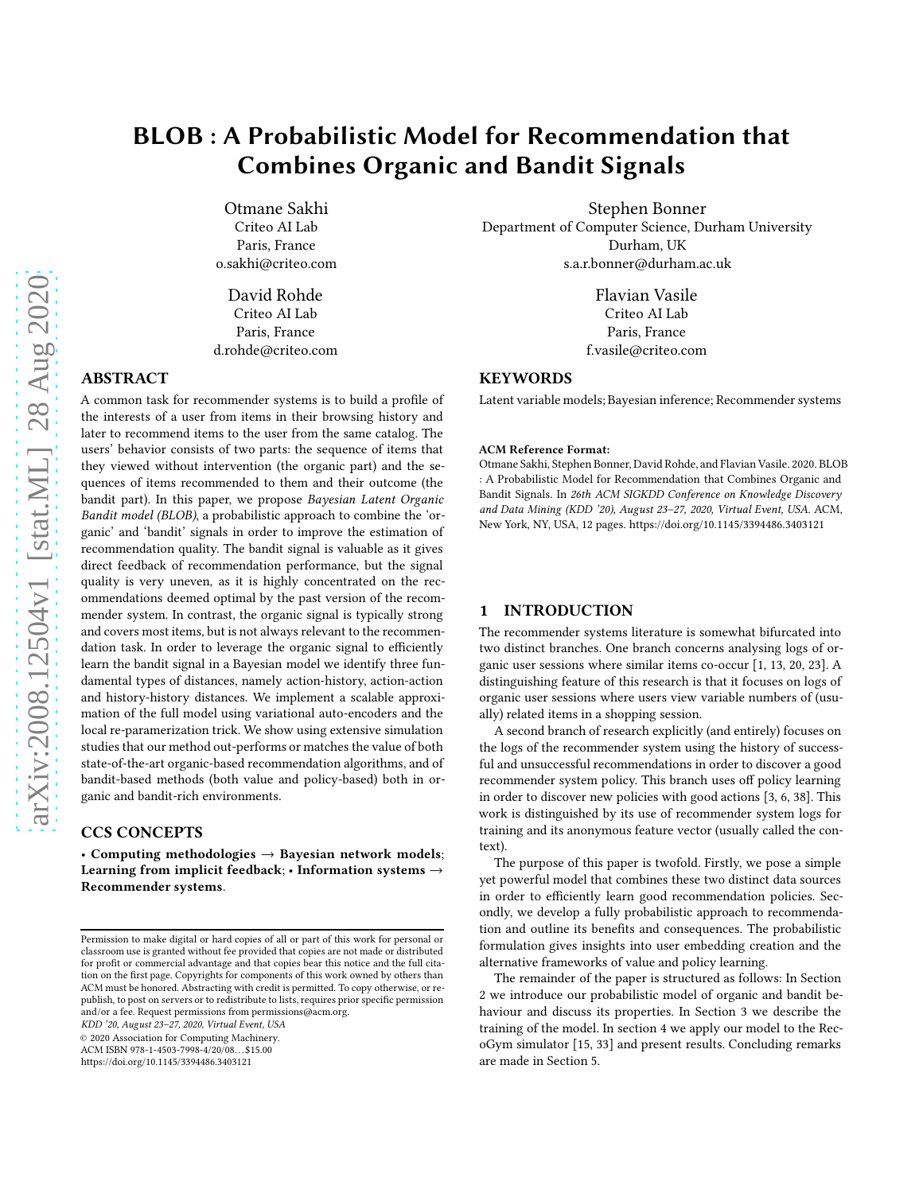# BLOB : A Probabilistic Model for Recommendation that Combines Organic and Bandit Signals

Otmane Sakhi
Criteo AI Lab
Paris, France
o.sakhi@criteo.com

Stephen Bonner
Department of Computer Science, Durham University
Durham, UK
s.a.r.bonner@durham.ac.uk

David Rohde
Criteo AI Lab
Paris, France
d.rohde@criteo.com

Flavian Vasile
Criteo AI Lab
Paris, France
f.vasile@criteo.com

## ABSTRACT

A common task for recommender systems is to build a profile of the interests of a user from items in their browsing history and later to recommend items to the user from the same catalog. The users' behavior consists of two parts: the sequence of items that they viewed without intervention (the organic part) and the sequences of items recommended to them and their outcome (the bandit part). In this paper, we propose *Bayesian Latent Organic Bandit model (BLOB)*, a probabilistic approach to combine the 'organic' and 'bandit' signals in order to improve the estimation of recommendation quality. The bandit signal is valuable as it gives direct feedback of recommendation performance, but the signal quality is very uneven, as it is highly concentrated on the recommendations deemed optimal by the past version of the recommender system. In contrast, the organic signal is typically strong and covers most items, but is not always relevant to the recommendation task. In order to leverage the organic signal to efficiently learn the bandit signal in a Bayesian model we identify three fundamental types of distances, namely action-history, action-action and history-history distances. We implement a scalable approximation of the full model using variational auto-encoders and the local re-paramerization trick. We show using extensive simulation studies that our method out-performs or matches the value of both state-of-the-art organic-based recommendation algorithms, and of bandit-based methods (both value and policy-based) both in organic and bandit-rich environments.

## CCS CONCEPTS

• **Computing methodologies** → **Bayesian network models**; **Learning from implicit feedback**; • **Information systems** → **Recommender systems**.

## KEYWORDS

Latent variable models; Bayesian inference; Recommender systems

**ACM Reference Format:**
Otmane Sakhi, Stephen Bonner, David Rohde, and Flavian Vasile. 2020. BLOB : A Probabilistic Model for Recommendation that Combines Organic and Bandit Signals. In *26th ACM SIGKDD Conference on Knowledge Discovery and Data Mining (KDD '20), August 23–27, 2020, Virtual Event, USA.* ACM, New York, NY, USA, 12 pages. https://doi.org/10.1145/3394486.3403121

## 1 INTRODUCTION

The recommender systems literature is somewhat bifurcated into two distinct branches. One branch concerns analysing logs of organic user sessions where similar items co-occur [1, 13, 20, 23]. A distinguishing feature of this research is that it focuses on logs of organic user sessions where users view variable numbers of (usually) related items in a shopping session.

A second branch of research explicitly (and entirely) focuses on the logs of the recommender system using the history of successful and unsuccessful recommendations in order to discover a good recommender system policy. This branch uses off policy learning in order to discover new policies with good actions [3, 6, 38]. This work is distinguished by its use of recommender system logs for training and its anonymous feature vector (usually called the context).

The purpose of this paper is twofold. Firstly, we pose a simple yet powerful model that combines these two distinct data sources in order to efficiently learn good recommendation policies. Secondly, we develop a fully probabilistic approach to recommendation and outline its benefits and consequences. The probabilistic formulation gives insights into user embedding creation and the alternative frameworks of value and policy learning.

The remainder of the paper is structured as follows: In Section 2 we introduce our probabilistic model of organic and bandit behaviour and discuss its properties. In Section 3 we describe the training of the model. In section 4 we apply our model to the RecoGym simulator [15, 33] and present results. Concluding remarks are made in Section 5.

Permission to make digital or hard copies of all or part of this work for personal or classroom use is granted without fee provided that copies are not made or distributed for profit or commercial advantage and that copies bear this notice and the full citation on the first page. Copyrights for components of this work owned by others than ACM must be honored. Abstracting with credit is permitted. To copy otherwise, or republish, to post on servers or to redistribute to lists, requires prior specific permission and/or a fee. Request permissions from permissions@acm.org.
*KDD '20, August 23–27, 2020, Virtual Event, USA*
© 2020 Association for Computing Machinery.
ACM ISBN 978-1-4503-7998-4/20/08…$15.00
https://doi.org/10.1145/3394486.3403121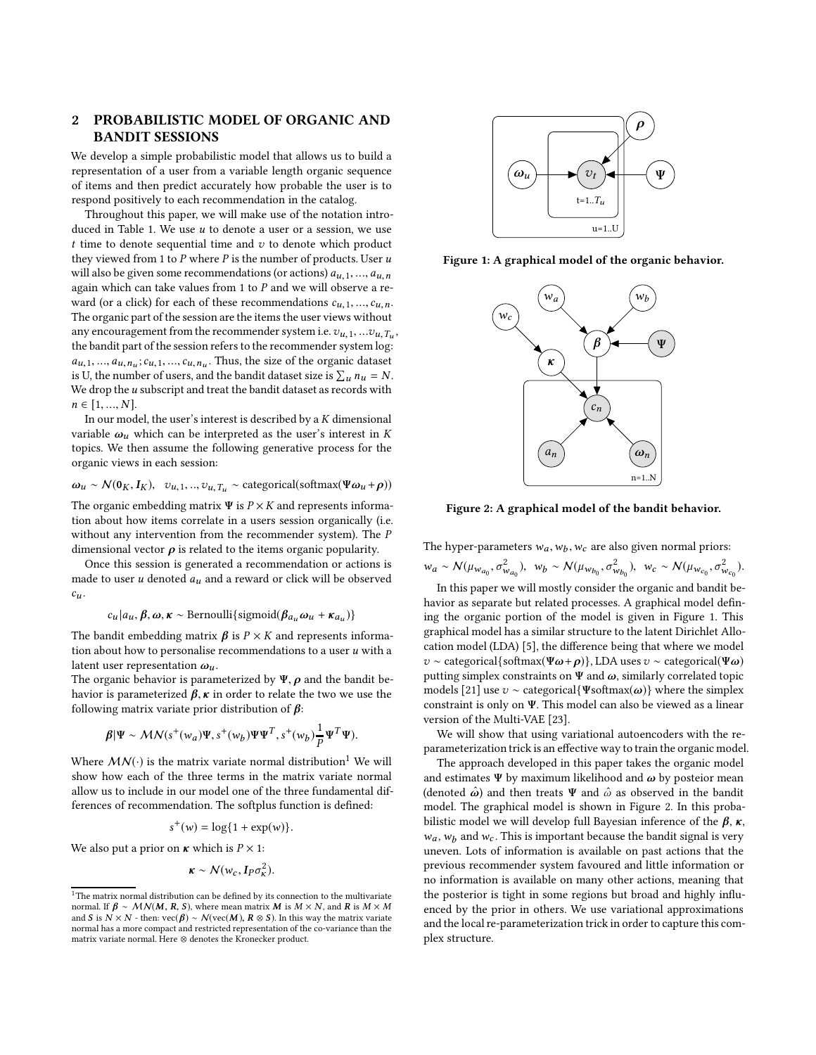## 2 PROBABILISTIC MODEL OF ORGANIC AND BANDIT SESSIONS

We develop a simple probabilistic model that allows us to build a representation of a user from a variable length organic sequence of items and then predict accurately how probable the user is to respond positively to each recommendation in the catalog.

Throughout this paper, we will make use of the notation introduced in Table 1. We use $u$ to denote a user or a session, we use $t$ time to denote sequential time and $v$ to denote which product they viewed from 1 to $P$ where $P$ is the number of products. User $u$ will also be given some recommendations (or actions) $a_{u,1}, ..., a_{u,n}$ again which can take values from 1 to $P$ and we will observe a reward (or a click) for each of these recommendations $c_{u,1}, ..., c_{u,n}$. The organic part of the session are the items the user views without any encouragement from the recommender system i.e. $v_{u,1}, ...v_{u,T_u}$, the bandit part of the session refers to the recommender system log: $a_{u,1}, ..., a_{u,n_u}; c_{u,1}, ..., c_{u,n_u}$. Thus, the size of the organic dataset is U, the number of users, and the bandit dataset size is $\sum_u n_u = N$. We drop the $u$ subscript and treat the bandit dataset as records with $n \in [1, ..., N]$.

In our model, the user's interest is described by a $K$ dimensional variable $\boldsymbol{\omega}_u$ which can be interpreted as the user's interest in $K$ topics. We then assume the following generative process for the organic views in each session:

$$\boldsymbol{\omega}_u \sim \mathcal{N}(\mathbf{0}_K, \boldsymbol{I}_K), \quad v_{u,1}, .., v_{u,T_u} \sim \text{categorical}(\text{softmax}(\boldsymbol{\Psi}\boldsymbol{\omega}_u + \boldsymbol{\rho}))$$

The organic embedding matrix $\boldsymbol{\Psi}$ is $P \times K$ and represents information about how items correlate in a users session organically (i.e. without any intervention from the recommender system). The $P$ dimensional vector $\boldsymbol{\rho}$ is related to the items organic popularity.

Once this session is generated a recommendation or actions is made to user $u$ denoted $a_u$ and a reward or click will be observed $c_u$.

$$c_u | a_u, \boldsymbol{\beta}, \boldsymbol{\omega}, \boldsymbol{\kappa} \sim \text{Bernoulli}\{\text{sigmoid}(\boldsymbol{\beta}_{a_u}\boldsymbol{\omega}_u + \boldsymbol{\kappa}_{a_u})\}$$

The bandit embedding matrix $\boldsymbol{\beta}$ is $P \times K$ and represents information about how to personalise recommendations to a user $u$ with a latent user representation $\boldsymbol{\omega}_u$.

The organic behavior is parameterized by $\boldsymbol{\Psi}, \boldsymbol{\rho}$ and the bandit behavior is parameterized $\boldsymbol{\beta}, \boldsymbol{\kappa}$ in order to relate the two we use the following matrix variate prior distribution of $\boldsymbol{\beta}$:

$$\boldsymbol{\beta} | \boldsymbol{\Psi} \sim \mathcal{MN}(s^+(w_a)\boldsymbol{\Psi}, s^+(w_b)\boldsymbol{\Psi}\boldsymbol{\Psi}^T, s^+(w_b)\frac{1}{P}\boldsymbol{\Psi}^T\boldsymbol{\Psi}).$$

Where $\mathcal{MN}(\cdot)$ is the matrix variate normal distribution[1] We will show how each of the three terms in the matrix variate normal allow us to include in our model one of the three fundamental differences of recommendation. The softplus function is defined:

$$s^+(w) = \log\{1 + \exp(w)\}.$$

We also put a prior on $\boldsymbol{\kappa}$ which is $P \times 1$:

$$\boldsymbol{\kappa} \sim \mathcal{N}(w_c, \boldsymbol{I}_P \sigma_\kappa^2).$$

[1] The matrix normal distribution can be defined by its connection to the multivariate normal. If $\boldsymbol{\beta} \sim \mathcal{MN}(\boldsymbol{M}, \boldsymbol{R}, \boldsymbol{S})$, where mean matrix $\boldsymbol{M}$ is $M \times N$, and $\boldsymbol{R}$ is $M \times M$ and $\boldsymbol{S}$ is $N \times N$ - then: $\text{vec}(\boldsymbol{\beta}) \sim \mathcal{N}(\text{vec}(\boldsymbol{M}), \boldsymbol{R} \otimes \boldsymbol{S})$. In this way the matrix variate normal has a more compact and restricted representation of the co-variance than the matrix variate normal. Here $\otimes$ denotes the Kronecker product.

**Figure 1: A graphical model of the organic behavior.**

**Figure 2: A graphical model of the bandit behavior.**

The hyper-parameters $w_a, w_b, w_c$ are also given normal priors:

$$w_a \sim \mathcal{N}(\mu_{w_{a_0}}, \sigma^2_{w_{a_0}}), \quad w_b \sim \mathcal{N}(\mu_{w_{b_0}}, \sigma^2_{w_{b_0}}), \quad w_c \sim \mathcal{N}(\mu_{w_{c_0}}, \sigma^2_{w_{c_0}}).$$

In this paper we will mostly consider the organic and bandit behavior as separate but related processes. A graphical model defining the organic portion of the model is given in Figure 1. This graphical model has a similar structure to the latent Dirichlet Allocation model (LDA) [5], the difference being that where we model $v \sim \text{categorical}\{\text{softmax}(\boldsymbol{\Psi}\boldsymbol{\omega}+\boldsymbol{\rho})\}$, LDA uses $v \sim \text{categorical}(\boldsymbol{\Psi}\boldsymbol{\omega})$ putting simplex constraints on $\boldsymbol{\Psi}$ and $\boldsymbol{\omega}$, similarly correlated topic models [21] use $v \sim \text{categorical}\{\boldsymbol{\Psi}\text{softmax}(\boldsymbol{\omega})\}$ where the simplex constraint is only on $\boldsymbol{\Psi}$. This model can also be viewed as a linear version of the Multi-VAE [23].

We will show that using variational autoencoders with the re-parameterization trick is an effective way to train the organic model.

The approach developed in this paper takes the organic model and estimates $\boldsymbol{\Psi}$ by maximum likelihood and $\boldsymbol{\omega}$ by posteior mean (denoted $\hat{\boldsymbol{\omega}}$) and then treats $\boldsymbol{\Psi}$ and $\hat{\omega}$ as observed in the bandit model. The graphical model is shown in Figure 2. In this probabilistic model we will develop full Bayesian inference of the $\boldsymbol{\beta}, \boldsymbol{\kappa}$, $w_a$, $w_b$ and $w_c$. This is important because the bandit signal is very uneven. Lots of information is available on past actions that the previous recommender system favoured and little information or no information is available on many other actions, meaning that the posterior is tight in some regions but broad and highly influenced by the prior in others. We use variational approximations and the local re-parameterization trick in order to capture this complex structure.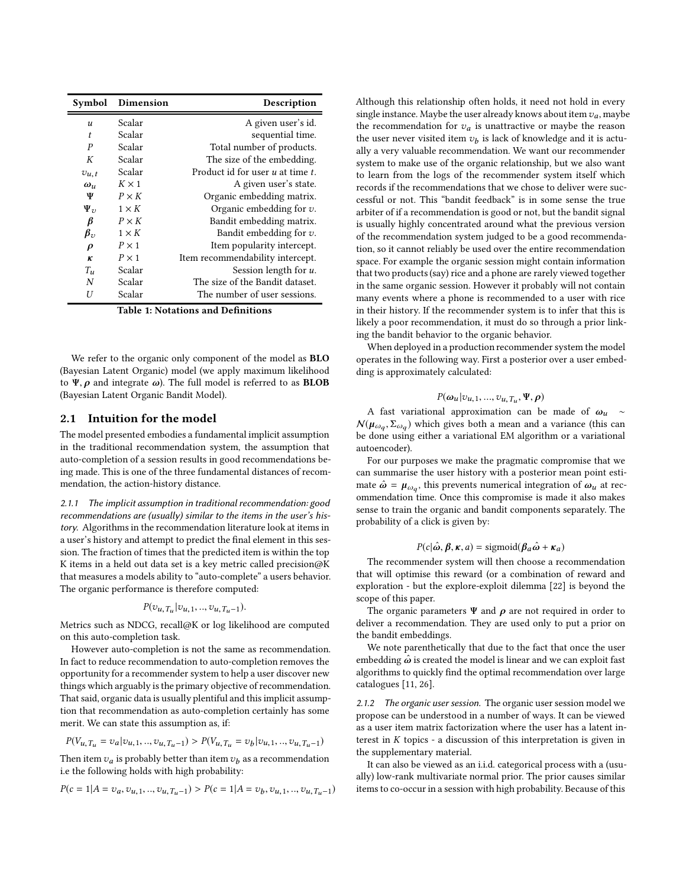| Symbol | Dimension | Description |
|---|---|---|
| $u$ | Scalar | A given user's id. |
| $t$ | Scalar | sequential time. |
| $P$ | Scalar | Total number of products. |
| $K$ | Scalar | The size of the embedding. |
| $v_{u,t}$ | Scalar | Product id for user $u$ at time $t$. |
| $\boldsymbol{\omega}_u$ | $K \times 1$ | A given user's state. |
| $\boldsymbol{\Psi}$ | $P \times K$ | Organic embedding matrix. |
| $\boldsymbol{\Psi}_v$ | $1 \times K$ | Organic embedding for $v$. |
| $\boldsymbol{\beta}$ | $P \times K$ | Bandit embedding matrix. |
| $\boldsymbol{\beta}_v$ | $1 \times K$ | Bandit embedding for $v$. |
| $\boldsymbol{\rho}$ | $P \times 1$ | Item popularity intercept. |
| $\boldsymbol{\kappa}$ | $P \times 1$ | Item recommendability intercept. |
| $T_u$ | Scalar | Session length for $u$. |
| $N$ | Scalar | The size of the Bandit dataset. |
| $U$ | Scalar | The number of user sessions. |

**Table 1: Notations and Definitions**

We refer to the organic only component of the model as **BLO** (Bayesian Latent Organic) model (we apply maximum likelihood to $\boldsymbol{\Psi}, \boldsymbol{\rho}$ and integrate $\boldsymbol{\omega}$). The full model is referred to as **BLOB** (Bayesian Latent Organic Bandit Model).

## 2.1 Intuition for the model

The model presented embodies a fundamental implicit assumption in the traditional recommendation system, the assumption that auto-completion of a session results in good recommendations being made. This is one of the three fundamental distances of recommendation, the action-history distance.

*2.1.1 The implicit assumption in traditional recommendation: good recommendations are (usually) similar to the items in the user's history.* Algorithms in the recommendation literature look at items in a user's history and attempt to predict the final element in this session. The fraction of times that the predicted item is within the top K items in a held out data set is a key metric called precision@K that measures a models ability to "auto-complete" a users behavior. The organic performance is therefore computed:

$$P(v_{u,T_u}|v_{u,1},..,v_{u,T_u-1}).$$

Metrics such as NDCG, recall@K or log likelihood are computed on this auto-completion task.

However auto-completion is not the same as recommendation. In fact to reduce recommendation to auto-completion removes the opportunity for a recommender system to help a user discover new things which arguably is the primary objective of recommendation. That said, organic data is usually plentiful and this implicit assumption that recommendation as auto-completion certainly has some merit. We can state this assumption as, if:

$$P(V_{u,T_u} = v_a|v_{u,1},..,v_{u,T_u-1}) > P(V_{u,T_u} = v_b|v_{u,1},..,v_{u,T_u-1})$$

Then item $v_a$ is probably better than item $v_b$ as a recommendation i.e the following holds with high probability:

$$P(c = 1|A = v_a, v_{u,1},..,v_{u,T_u-1}) > P(c = 1|A = v_b, v_{u,1},..,v_{u,T_u-1})$$

Although this relationship often holds, it need not hold in every single instance. Maybe the user already knows about item $v_a$, maybe the recommendation for $v_a$ is unattractive or maybe the reason the user never visited item $v_b$ is lack of knowledge and it is actually a very valuable recommendation. We want our recommender system to make use of the organic relationship, but we also want to learn from the logs of the recommender system itself which records if the recommendations that we chose to deliver were successful or not. This "bandit feedback" is in some sense the true arbiter of if a recommendation is good or not, but the bandit signal is usually highly concentrated around what the previous version of the recommendation system judged to be a good recommendation, so it cannot reliably be used over the entire recommendation space. For example the organic session might contain information that two products (say) rice and a phone are rarely viewed together in the same organic session. However it probably will not contain many events where a phone is recommended to a user with rice in their history. If the recommender system is to infer that this is likely a poor recommendation, it must do so through a prior linking the bandit behavior to the organic behavior.

When deployed in a production recommender system the model operates in the following way. First a posterior over a user embedding is approximately calculated:

$$P(\boldsymbol{\omega}_u|v_{u,1},...,v_{u,T_u}, \boldsymbol{\Psi}, \boldsymbol{\rho})$$

A fast variational approximation can be made of $\boldsymbol{\omega}_u \sim \mathcal{N}(\boldsymbol{\mu}_{\omega_q}, \Sigma_{\omega_q})$ which gives both a mean and a variance (this can be done using either a variational EM algorithm or a variational autoencoder).

For our purposes we make the pragmatic compromise that we can summarise the user history with a posterior mean point estimate $\hat{\boldsymbol{\omega}} = \boldsymbol{\mu}_{\omega_q}$, this prevents numerical integration of $\boldsymbol{\omega}_u$ at recommendation time. Once this compromise is made it also makes sense to train the organic and bandit components separately. The probability of a click is given by:

$$P(c|\hat{\boldsymbol{\omega}}, \boldsymbol{\beta}, \boldsymbol{\kappa}, a) = \text{sigmoid}(\boldsymbol{\beta}_a\hat{\boldsymbol{\omega}} + \boldsymbol{\kappa}_a)$$

The recommender system will then choose a recommendation that will optimise this reward (or a combination of reward and exploration - but the explore-exploit dilemma [22] is beyond the scope of this paper.

The organic parameters $\boldsymbol{\Psi}$ and $\boldsymbol{\rho}$ are not required in order to deliver a recommendation. They are used only to put a prior on the bandit embeddings.

We note parenthetically that due to the fact that once the user embedding $\hat{\boldsymbol{\omega}}$ is created the model is linear and we can exploit fast algorithms to quickly find the optimal recommendation over large catalogues [11, 26].

*2.1.2 The organic user session.* The organic user session model we propose can be understood in a number of ways. It can be viewed as a user item matrix factorization where the user has a latent interest in $K$ topics - a discussion of this interpretation is given in the supplementary material.

It can also be viewed as an i.i.d. categorical process with a (usually) low-rank multivariate normal prior. The prior causes similar items to co-occur in a session with high probability. Because of this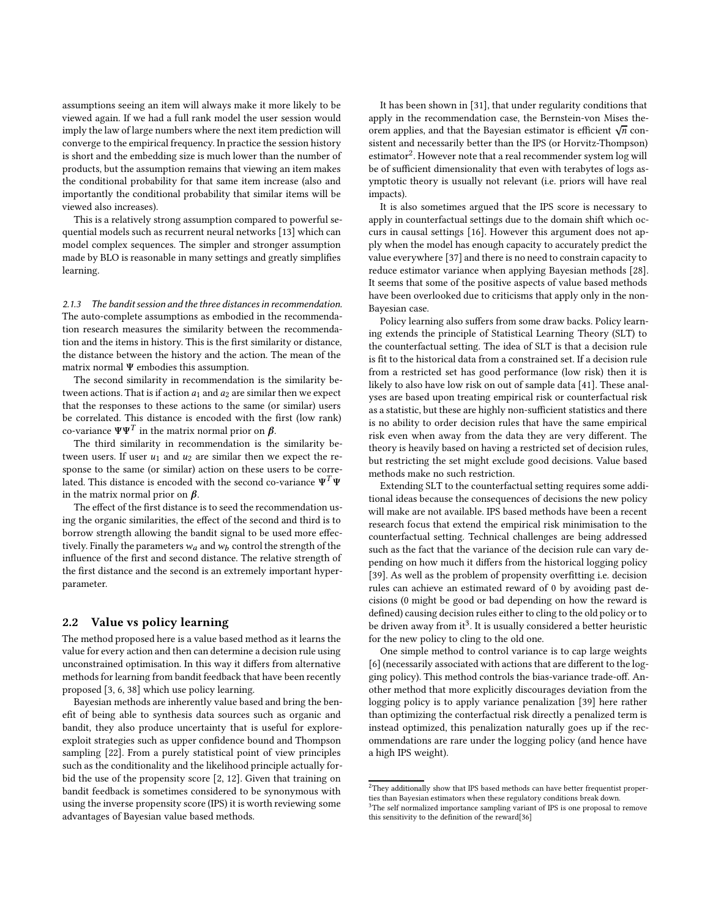assumptions seeing an item will always make it more likely to be viewed again. If we had a full rank model the user session would imply the law of large numbers where the next item prediction will converge to the empirical frequency. In practice the session history is short and the embedding size is much lower than the number of products, but the assumption remains that viewing an item makes the conditional probability for that same item increase (also and importantly the conditional probability that similar items will be viewed also increases).

This is a relatively strong assumption compared to powerful sequential models such as recurrent neural networks [13] which can model complex sequences. The simpler and stronger assumption made by BLO is reasonable in many settings and greatly simplifies learning.

#### 2.1.3 The bandit session and the three distances in recommendation.

The auto-complete assumptions as embodied in the recommendation research measures the similarity between the recommendation and the items in history. This is the first similarity or distance, the distance between the history and the action. The mean of the matrix normal $\Psi$ embodies this assumption.

The second similarity in recommendation is the similarity between actions. That is if action $a_1$ and $a_2$ are similar then we expect that the responses to these actions to the same (or similar) users be correlated. This distance is encoded with the first (low rank) co-variance $\Psi\Psi^T$ in the matrix normal prior on $\boldsymbol{\beta}$.

The third similarity in recommendation is the similarity between users. If user $u_1$ and $u_2$ are similar then we expect the response to the same (or similar) action on these users to be correlated. This distance is encoded with the second co-variance $\Psi^T\Psi$ in the matrix normal prior on $\boldsymbol{\beta}$.

The effect of the first distance is to seed the recommendation using the organic similarities, the effect of the second and third is to borrow strength allowing the bandit signal to be used more effectively. Finally the parameters $w_a$ and $w_b$ control the strength of the influence of the first and second distance. The relative strength of the first distance and the second is an extremely important hyperparameter.

## 2.2 Value vs policy learning

The method proposed here is a value based method as it learns the value for every action and then can determine a decision rule using unconstrained optimisation. In this way it differs from alternative methods for learning from bandit feedback that have been recently proposed [3, 6, 38] which use policy learning.

Bayesian methods are inherently value based and bring the benefit of being able to synthesis data sources such as organic and bandit, they also produce uncertainty that is useful for explore-exploit strategies such as upper confidence bound and Thompson sampling [22]. From a purely statistical point of view principles such as the conditionality and the likelihood principle actually forbid the use of the propensity score [2, 12]. Given that training on bandit feedback is sometimes considered to be synonymous with using the inverse propensity score (IPS) it is worth reviewing some advantages of Bayesian value based methods.

It has been shown in [31], that under regularity conditions that apply in the recommendation case, the Bernstein-von Mises theorem applies, and that the Bayesian estimator is efficient $\sqrt{n}$ consistent and necessarily better than the IPS (or Horvitz-Thompson) estimator[2]. However note that a real recommender system log will be of sufficient dimensionality that even with terabytes of logs asymptotic theory is usually not relevant (i.e. priors will have real impacts).

It is also sometimes argued that the IPS score is necessary to apply in counterfactual settings due to the domain shift which occurs in causal settings [16]. However this argument does not apply when the model has enough capacity to accurately predict the value everywhere [37] and there is no need to constrain capacity to reduce estimator variance when applying Bayesian methods [28]. It seems that some of the positive aspects of value based methods have been overlooked due to criticisms that apply only in the non-Bayesian case.

Policy learning also suffers from some draw backs. Policy learning extends the principle of Statistical Learning Theory (SLT) to the counterfactual setting. The idea of SLT is that a decision rule is fit to the historical data from a constrained set. If a decision rule from a restricted set has good performance (low risk) then it is likely to also have low risk on out of sample data [41]. These analyses are based upon treating empirical risk or counterfactual risk as a statistic, but these are highly non-sufficient statistics and there is no ability to order decision rules that have the same empirical risk even when away from the data they are very different. The theory is heavily based on having a restricted set of decision rules, but restricting the set might exclude good decisions. Value based methods make no such restriction.

Extending SLT to the counterfactual setting requires some additional ideas because the consequences of decisions the new policy will make are not available. IPS based methods have been a recent research focus that extend the empirical risk minimisation to the counterfactual setting. Technical challenges are being addressed such as the fact that the variance of the decision rule can vary depending on how much it differs from the historical logging policy [39]. As well as the problem of propensity overfitting i.e. decision rules can achieve an estimated reward of 0 by avoiding past decisions (0 might be good or bad depending on how the reward is defined) causing decision rules either to cling to the old policy or to be driven away from it[3]. It is usually considered a better heuristic for the new policy to cling to the old one.

One simple method to control variance is to cap large weights [6] (necessarily associated with actions that are different to the logging policy). This method controls the bias-variance trade-off. Another method that more explicitly discourages deviation from the logging policy is to apply variance penalization [39] here rather than optimizing the conterfactual risk directly a penalized term is instead optimized, this penalization naturally goes up if the recommendations are rare under the logging policy (and hence have a high IPS weight).

---

[2] They additionally show that IPS based methods can have better frequentist properties than Bayesian estimators when these regulatory conditions break down.

[3] The self normalized importance sampling variant of IPS is one proposal to remove this sensitivity to the definition of the reward[36]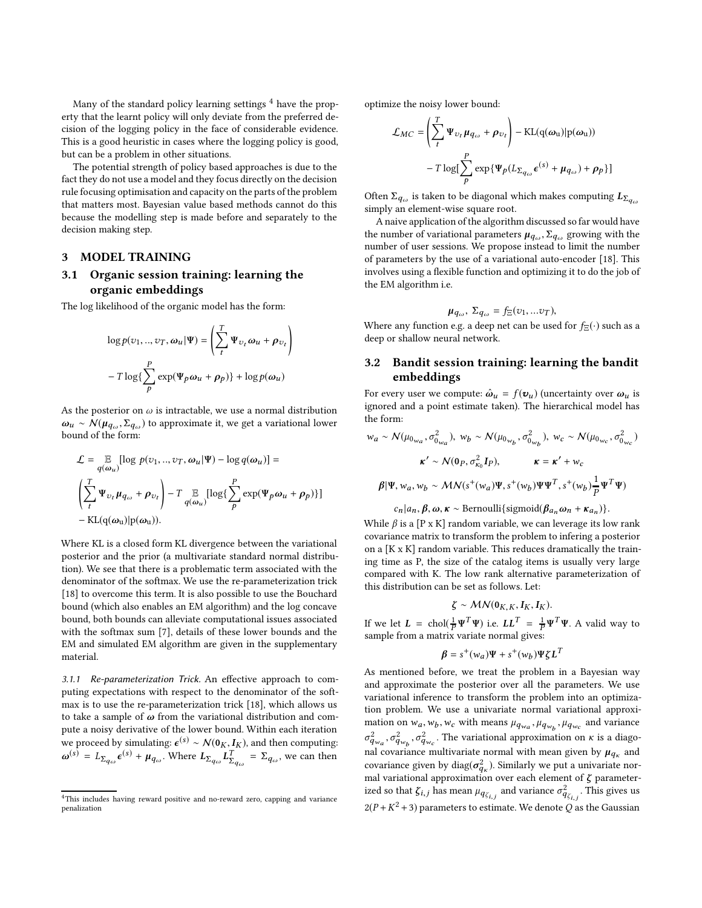Many of the standard policy learning settings [4] have the property that the learnt policy will only deviate from the preferred decision of the logging policy in the face of considerable evidence. This is a good heuristic in cases where the logging policy is good, but can be a problem in other situations.

The potential strength of policy based approaches is due to the fact they do not use a model and they focus directly on the decision rule focusing optimisation and capacity on the parts of the problem that matters most. Bayesian value based methods cannot do this because the modelling step is made before and separately to the decision making step.

# 3 MODEL TRAINING

## 3.1 Organic session training: learning the organic embeddings

The log likelihood of the organic model has the form:

$$\log p(v_1, .., v_T, \boldsymbol{\omega}_u|\Psi) = \left(\sum_t^T \Psi_{v_t}\boldsymbol{\omega}_u + \boldsymbol{\rho}_{v_t}\right)$$

$$- T\log\{\sum_p^P \exp(\Psi_p\boldsymbol{\omega}_u + \boldsymbol{\rho}_p)\} + \log p(\boldsymbol{\omega}_u)$$

As the posterior on $\omega$ is intractable, we use a normal distribution $\boldsymbol{\omega}_u \sim \mathcal{N}(\boldsymbol{\mu}_{q_\omega}, \Sigma_{q_\omega})$ to approximate it, we get a variational lower bound of the form:

$$\mathcal{L} = \underset{q(\boldsymbol{\omega}_u)}{\mathbb{E}}[\log\ p(v_1, .., v_T, \boldsymbol{\omega}_u|\Psi) - \log q(\boldsymbol{\omega}_u)] =$$

$$\left(\sum_t^T \Psi_{v_t}\boldsymbol{\mu}_{q_\omega} + \boldsymbol{\rho}_{v_t}\right) - T\underset{q(\boldsymbol{\omega}_u)}{\mathbb{E}}[\log\{\sum_p^P \exp(\Psi_p\boldsymbol{\omega}_u + \boldsymbol{\rho}_p)\}]$$

$$- \mathrm{KL}(\mathrm{q}(\boldsymbol{\omega}_\mathrm{u})|\mathrm{p}(\boldsymbol{\omega}_\mathrm{u})).$$

Where KL is a closed form KL divergence between the variational posterior and the prior (a multivariate standard normal distribution). We see that there is a problematic term associated with the denominator of the softmax. We use the re-parameterization trick [18] to overcome this term. It is also possible to use the Bouchard bound (which also enables an EM algorithm) and the log concave bound, both bounds can alleviate computational issues associated with the softmax sum [7], details of these lower bounds and the EM and simulated EM algorithm are given in the supplementary material.

*3.1.1 Re-parameterization Trick.* An effective approach to computing expectations with respect to the denominator of the softmax is to use the re-parameterization trick [18], which allows us to take a sample of $\boldsymbol{\omega}$ from the variational distribution and compute a noisy derivative of the lower bound. Within each iteration we proceed by simulating: $\boldsymbol{\epsilon}^{(s)} \sim \mathcal{N}(\mathbf{0}_K, \boldsymbol{I}_K)$, and then computing: $\boldsymbol{\omega}^{(s)} = L_{\Sigma_{q_\omega}}\boldsymbol{\epsilon}^{(s)} + \boldsymbol{\mu}_{q_\omega}$. Where $\boldsymbol{L}_{\Sigma_{q_\omega}}\boldsymbol{L}_{\Sigma_{q_\omega}}^T = \Sigma_{q_\omega}$, we can then optimize the noisy lower bound:

$$\mathcal{L}_{MC} = \left(\sum_t^T \Psi_{v_t}\boldsymbol{\mu}_{q_\omega} + \boldsymbol{\rho}_{v_t}\right) - \mathrm{KL}(\mathrm{q}(\boldsymbol{\omega}_\mathrm{u})|\mathrm{p}(\boldsymbol{\omega}_\mathrm{u}))$$

$$- T\log[\sum_p^P \exp\{\Psi_p(L_{\Sigma_{q_\omega}}\boldsymbol{\epsilon}^{(s)} + \boldsymbol{\mu}_{q_\omega}) + \boldsymbol{\rho}_p\}]$$

Often $\Sigma_{q_\omega}$ is taken to be diagonal which makes computing $\boldsymbol{L}_{\Sigma_{q_\omega}}$ simply an element-wise square root.

A naive application of the algorithm discussed so far would have the number of variational parameters $\boldsymbol{\mu}_{q_\omega}, \Sigma_{q_\omega}$ growing with the number of user sessions. We propose instead to limit the number of parameters by the use of a variational auto-encoder [18]. This involves using a flexible function and optimizing it to do the job of the EM algorithm i.e.

$$\boldsymbol{\mu}_{q_\omega},\ \Sigma_{q_\omega} = f_\Xi(v_1, ...v_T),$$

Where any function e.g. a deep net can be used for $f_\Xi(\cdot)$ such as a deep or shallow neural network.

## 3.2 Bandit session training: learning the bandit embeddings

For every user we compute: $\hat{\boldsymbol{\omega}}_u = f(\boldsymbol{v}_u)$ (uncertainty over $\boldsymbol{\omega}_u$ is ignored and a point estimate taken). The hierarchical model has the form:

$$w_a \sim \mathcal{N}(\mu_{0_{w_a}}, \sigma^2_{0_{w_a}}),\ w_b \sim \mathcal{N}(\mu_{0_{w_b}}, \sigma^2_{0_{w_b}}),\ w_c \sim \mathcal{N}(\mu_{0_{w_c}}, \sigma^2_{0_{w_c}})$$

$$\boldsymbol{\kappa'} \sim \mathcal{N}(\mathbf{0}_P, \sigma^2_{\kappa_0}\boldsymbol{I}_P), \qquad \boldsymbol{\kappa} = \boldsymbol{\kappa'} + w_c$$

$$\boldsymbol{\beta}|\Psi, w_a, w_b \sim \mathcal{MN}(s^+(w_a)\Psi, s^+(w_b)\Psi\Psi^T, s^+(w_b)\frac{1}{P}\Psi^T\Psi)$$

$$c_n|a_n, \boldsymbol{\beta}, \boldsymbol{\omega}, \boldsymbol{\kappa} \sim \mathrm{Bernoulli}\{\mathrm{sigmoid}(\boldsymbol{\beta}_{a_n}\boldsymbol{\omega}_n + \boldsymbol{\kappa}_{a_n})\}.$$

While $\beta$ is a [P x K] random variable, we can leverage its low rank covariance matrix to transform the problem to infering a posterior on a [K x K] random variable. This reduces dramatically the training time as P, the size of the catalog items is usually very large compared with K. The low rank alternative parameterization of this distribution can be set as follows. Let:

$$\boldsymbol{\zeta} \sim \mathcal{MN}(\mathbf{0}_{K,K}, \boldsymbol{I}_K, \boldsymbol{I}_K).$$

If we let $\boldsymbol{L} = \mathrm{chol}(\frac{1}{P}\Psi^T\Psi)$ i.e. $\boldsymbol{L}\boldsymbol{L}^T = \frac{1}{P}\Psi^T\Psi$. A valid way to sample from a matrix variate normal gives:

$$\boldsymbol{\beta} = s^+(w_a)\Psi + s^+(w_b)\Psi\boldsymbol{\zeta}\boldsymbol{L}^T$$

As mentioned before, we treat the problem in a Bayesian way and approximate the posterior over all the parameters. We use variational inference to transform the problem into an optimization problem. We use a univariate normal variational approximation on $w_a, w_b, w_c$ with means $\mu_{q_{w_a}}, \mu_{q_{w_b}}, \mu_{q_{w_c}}$ and variance $\sigma^2_{q_{w_a}}, \sigma^2_{q_{w_b}}, \sigma^2_{q_{w_c}}$. The variational approximation on $\kappa$ is a diagonal covariance multivariate normal with mean given by $\boldsymbol{\mu}_{q_\kappa}$ and covariance given by $\mathrm{diag}(\boldsymbol{\sigma}^2_{q_\kappa})$. Similarly we put a univariate normal variational approximation over each element of $\boldsymbol{\zeta}$ parameterized so that $\boldsymbol{\zeta}_{i,j}$ has mean $\mu_{q_{\zeta_{i,j}}}$ and variance $\sigma^2_{q_{\zeta_{i,j}}}$. This gives us $2(P + K^2 + 3)$ parameters to estimate. We denote $Q$ as the Gaussian

[4] This includes having reward positive and no-reward zero, capping and variance penalization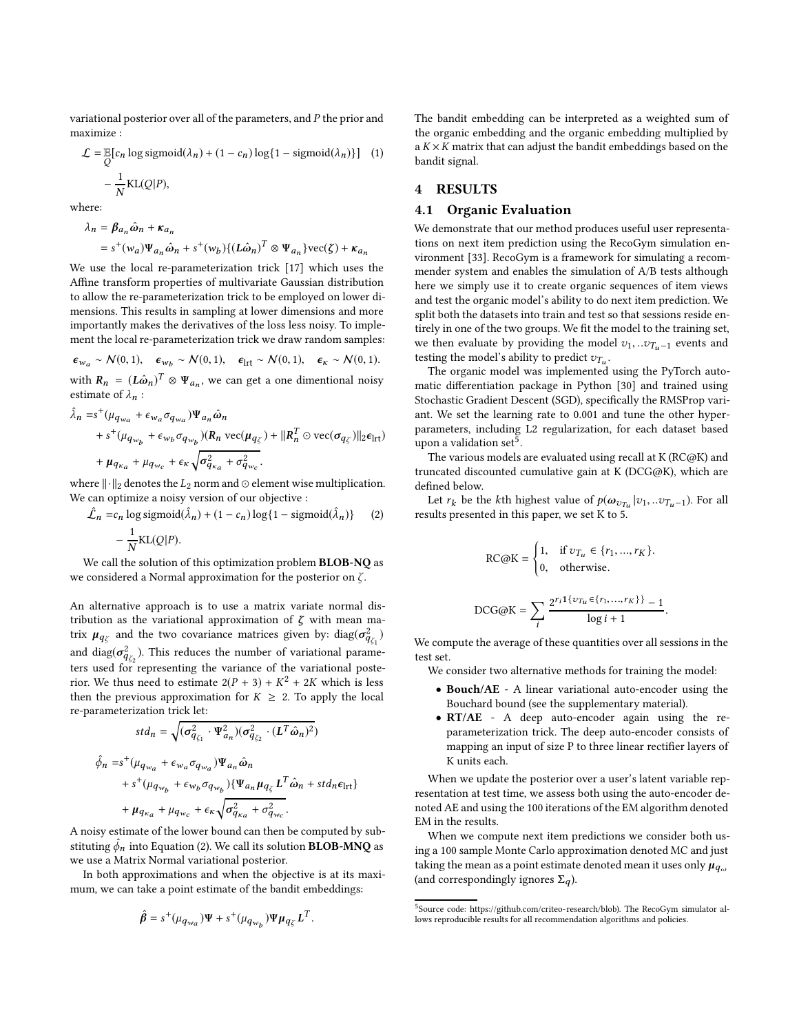variational posterior over all of the parameters, and $P$ the prior and maximize :

$$
\begin{aligned}
\mathcal{L} =& \underset{Q}{\mathbb{E}}[c_n \log \text{sigmoid}(\lambda_n) + (1 - c_n) \log\{1 - \text{sigmoid}(\lambda_n)\}] \quad (1)\\
&- \frac{1}{N}\text{KL}(Q|P),
\end{aligned}
$$

where:

$$
\begin{aligned}
\lambda_n &= \boldsymbol{\beta}_{a_n} \hat{\boldsymbol{\omega}}_n + \boldsymbol{\kappa}_{a_n}\\
&= s^+(w_a)\boldsymbol{\Psi}_{a_n}\hat{\boldsymbol{\omega}}_n + s^+(w_b)\{(\boldsymbol{L}\hat{\boldsymbol{\omega}}_n)^T \otimes \boldsymbol{\Psi}_{a_n}\}\text{vec}(\boldsymbol{\zeta}) + \boldsymbol{\kappa}_{a_n}
\end{aligned}
$$

We use the local re-parameterization trick [17] which uses the Affine transform properties of multivariate Gaussian distribution to allow the re-parameterization trick to be employed on lower dimensions. This results in sampling at lower dimensions and more importantly makes the derivatives of the loss less noisy. To implement the local re-parameterization trick we draw random samples:

$$
\boldsymbol{\epsilon}_{w_a} \sim \mathcal{N}(0,1), \quad \boldsymbol{\epsilon}_{w_b} \sim \mathcal{N}(0,1), \quad \boldsymbol{\epsilon}_{\text{lrt}} \sim \mathcal{N}(0,1), \quad \boldsymbol{\epsilon}_{\kappa} \sim \mathcal{N}(0,1).
$$

with $\boldsymbol{R}_n = (\boldsymbol{L}\hat{\boldsymbol{\omega}}_n)^T \otimes \boldsymbol{\Psi}_{a_n}$, we can get a one dimentional noisy estimate of $\lambda_n$ :

$$
\begin{aligned}
\hat{\lambda}_n =& s^+(\mu_{q_{w_a}} + \epsilon_{w_a}\sigma_{q_{w_a}})\boldsymbol{\Psi}_{a_n}\hat{\boldsymbol{\omega}}_n\\
&+ s^+(\mu_{q_{w_b}} + \epsilon_{w_b}\sigma_{q_{w_b}})(\boldsymbol{R}_n\,\text{vec}(\boldsymbol{\mu}_{q_\zeta}) + \|\boldsymbol{R}_n^T \odot \text{vec}(\boldsymbol{\sigma}_{q_\zeta})\|_2 \boldsymbol{\epsilon}_{\text{lrt}})\\
&+ \boldsymbol{\mu}_{q_{\kappa_a}} + \mu_{q_{w_c}} + \epsilon_\kappa\sqrt{\boldsymbol{\sigma}^2_{q_{\kappa_a}} + \sigma^2_{q_{w_c}}}.
\end{aligned}
$$

where $\|\cdot\|_2$ denotes the $L_2$ norm and $\odot$ element wise multiplication. We can optimize a noisy version of our objective :

$$
\begin{aligned}
\hat{\mathcal{L}}_n =& c_n \log \text{sigmoid}(\hat{\lambda}_n) + (1 - c_n)\log\{1 - \text{sigmoid}(\hat{\lambda}_n)\} \quad (2)\\
&- \frac{1}{N}\text{KL}(Q|P).
\end{aligned}
$$

We call the solution of this optimization problem **BLOB-NQ** as we considered a Normal approximation for the posterior on $\zeta$.

An alternative approach is to use a matrix variate normal distribution as the variational approximation of $\boldsymbol{\zeta}$ with mean matrix $\boldsymbol{\mu}_{q_\zeta}$ and the two covariance matrices given by: $\text{diag}(\boldsymbol{\sigma}^2_{q_{\zeta_1}})$ and $\text{diag}(\boldsymbol{\sigma}^2_{q_{\zeta_2}})$. This reduces the number of variational parameters used for representing the variance of the variational posterior. We thus need to estimate $2(P+3) + K^2 + 2K$ which is less then the previous approximation for $K \geq 2$. To apply the local re-parameterization trick let:

$$
std_n = \sqrt{(\boldsymbol{\sigma}^2_{q_{\zeta_1}} \cdot \boldsymbol{\Psi}^2_{a_n})(\boldsymbol{\sigma}^2_{q_{\zeta_2}} \cdot (\boldsymbol{L}^T\hat{\boldsymbol{\omega}}_n)^2)}
$$

$$
\begin{aligned}
\hat{\phi}_n =& s^+(\mu_{q_{w_a}} + \epsilon_{w_a}\sigma_{q_{w_a}})\boldsymbol{\Psi}_{a_n}\hat{\boldsymbol{\omega}}_n\\
&+ s^+(\mu_{q_{w_b}} + \epsilon_{w_b}\sigma_{q_{w_b}})\{\boldsymbol{\Psi}_{a_n}\boldsymbol{\mu}_{q_\zeta}\boldsymbol{L}^T\hat{\boldsymbol{\omega}}_n + std_n\boldsymbol{\epsilon}_{\text{lrt}}\}\\
&+ \boldsymbol{\mu}_{q_{\kappa_a}} + \mu_{q_{w_c}} + \epsilon_\kappa\sqrt{\boldsymbol{\sigma}^2_{q_{\kappa_a}} + \sigma^2_{q_{w_c}}}.
\end{aligned}
$$

A noisy estimate of the lower bound can then be computed by substituting $\hat{\phi}_n$ into Equation (2). We call its solution **BLOB-MNQ** as we use a Matrix Normal variational posterior.

In both approximations and when the objective is at its maximum, we can take a point estimate of the bandit embeddings:

$$
\hat{\boldsymbol{\beta}} = s^+(\mu_{q_{w_a}})\boldsymbol{\Psi} + s^+(\mu_{q_{w_b}})\boldsymbol{\Psi}\boldsymbol{\mu}_{q_\zeta}\boldsymbol{L}^T.
$$

The bandit embedding can be interpreted as a weighted sum of the organic embedding and the organic embedding multiplied by a $K \times K$ matrix that can adjust the bandit embeddings based on the bandit signal.

## 4 RESULTS

### 4.1 Organic Evaluation

We demonstrate that our method produces useful user representations on next item prediction using the RecoGym simulation environment [33]. RecoGym is a framework for simulating a recommender system and enables the simulation of A/B tests although here we simply use it to create organic sequences of item views and test the organic model's ability to do next item prediction. We split both the datasets into train and test so that sessions reside entirely in one of the two groups. We fit the model to the training set, we then evaluate by providing the model $v_1, ..v_{T_u-1}$ events and testing the model's ability to predict $v_{T_u}$.

The organic model was implemented using the PyTorch automatic differentiation package in Python [30] and trained using Stochastic Gradient Descent (SGD), specifically the RMSProp variant. We set the learning rate to 0.001 and tune the other hyperparameters, including L2 regularization, for each dataset based upon a validation set[5].

The various models are evaluated using recall at K (RC@K) and truncated discounted cumulative gain at K (DCG@K), which are defined below.

Let $r_k$ be the $k$th highest value of $p(\boldsymbol{\omega}_{v_{T_u}}|v_1, ..v_{T_u-1})$. For all results presented in this paper, we set K to 5.

$$
\text{RC@K} = \begin{cases} 1, & \text{if } v_{T_u} \in \{r_1, ..., r_K\}.\\ 0, & \text{otherwise.}\end{cases}
$$

$$
\text{DCG@K} = \sum_i \frac{2^{r_i \mathbf{1}\{v_{T_u} \in \{r_1,...,r_K\}\}} - 1}{\log i + 1}.
$$

We compute the average of these quantities over all sessions in the test set.

We consider two alternative methods for training the model:

- **Bouch/AE** - A linear variational auto-encoder using the Bouchard bound (see the supplementary material).
- **RT/AE** - A deep auto-encoder again using the re-parameterization trick. The deep auto-encoder consists of mapping an input of size P to three linear rectifier layers of K units each.

When we update the posterior over a user's latent variable representation at test time, we assess both using the auto-encoder denoted AE and using the 100 iterations of the EM algorithm denoted EM in the results.

When we compute next item predictions we consider both using a 100 sample Monte Carlo approximation denoted MC and just taking the mean as a point estimate denoted mean it uses only $\boldsymbol{\mu}_{q_\omega}$ (and correspondingly ignores $\Sigma_q$).

[5] Source code: https://github.com/criteo-research/blob). The RecoGym simulator allows reproducible results for all recommendation algorithms and policies.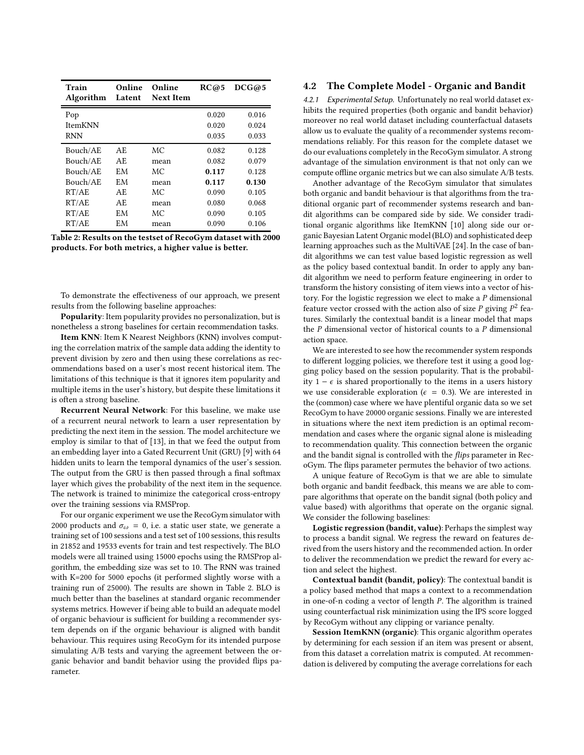| Train Algorithm | Online Latent | Online Next Item | RC@5 | DCG@5 |
|---|---|---|---|---|
| Pop | | | 0.020 | 0.016 |
| ItemKNN | | | 0.020 | 0.024 |
| RNN | | | 0.035 | 0.033 |
| Bouch/AE | AE | MC | 0.082 | 0.128 |
| Bouch/AE | AE | mean | 0.082 | 0.079 |
| Bouch/AE | EM | MC | **0.117** | 0.128 |
| Bouch/AE | EM | mean | **0.117** | **0.130** |
| RT/AE | AE | MC | 0.090 | 0.105 |
| RT/AE | AE | mean | 0.080 | 0.068 |
| RT/AE | EM | MC | 0.090 | 0.105 |
| RT/AE | EM | mean | 0.090 | 0.106 |

**Table 2: Results on the testset of RecoGym dataset with 2000 products. For both metrics, a higher value is better.**

To demonstrate the effectiveness of our approach, we present results from the following baseline approaches:

**Popularity**: Item popularity provides no personalization, but is nonetheless a strong baselines for certain recommendation tasks.

**Item KNN**: Item K Nearest Neighbors (KNN) involves computing the correlation matrix of the sample data adding the identity to prevent division by zero and then using these correlations as recommendations based on a user's most recent historical item. The limitations of this technique is that it ignores item popularity and multiple items in the user's history, but despite these limitations it is often a strong baseline.

**Recurrent Neural Network**: For this baseline, we make use of a recurrent neural network to learn a user representation by predicting the next item in the session. The model architecture we employ is similar to that of [13], in that we feed the output from an embedding layer into a Gated Recurrent Unit (GRU) [9] with 64 hidden units to learn the temporal dynamics of the user's session. The output from the GRU is then passed through a final softmax layer which gives the probability of the next item in the sequence. The network is trained to minimize the categorical cross-entropy over the training sessions via RMSProp.

For our organic experiment we use the RecoGym simulator with 2000 products and $\sigma_\omega = 0$, i.e. a static user state, we generate a training set of 100 sessions and a test set of 100 sessions, this results in 21852 and 19533 events for train and test respectively. The BLO models were all trained using 15000 epochs using the RMSProp algorithm, the embedding size was set to 10. The RNN was trained with K=200 for 5000 epochs (it performed slightly worse with a training run of 25000). The results are shown in Table 2. BLO is much better than the baselines at standard organic recommender systems metrics. However if being able to build an adequate model of organic behaviour is sufficient for building a recommender system depends on if the organic behaviour is aligned with bandit behaviour. This requires using RecoGym for its intended purpose simulating A/B tests and varying the agreement between the organic behavior and bandit behavior using the provided flips parameter.

## 4.2 The Complete Model - Organic and Bandit

*4.2.1 Experimental Setup.* Unfortunately no real world dataset exhibits the required properties (both organic and bandit behavior) moreover no real world dataset including counterfactual datasets allow us to evaluate the quality of a recommender systems recommendations reliably. For this reason for the complete dataset we do our evaluations completely in the RecoGym simulator. A strong advantage of the simulation environment is that not only can we compute offline organic metrics but we can also simulate A/B tests.

Another advantage of the RecoGym simulator that simulates both organic and bandit behaviour is that algorithms from the traditional organic part of recommender systems research and bandit algorithms can be compared side by side. We consider traditional organic algorithms like ItemKNN [10] along side our organic Bayesian Latent Organic model (BLO) and sophisticated deep learning approaches such as the MultiVAE [24]. In the case of bandit algorithms we can test value based logistic regression as well as the policy based contextual bandit. In order to apply any bandit algorithm we need to perform feature engineering in order to transform the history consisting of item views into a vector of history. For the logistic regression we elect to make a $P$ dimensional feature vector crossed with the action also of size $P$ giving $P^2$ features. Similarly the contextual bandit is a linear model that maps the $P$ dimensional vector of historical counts to a $P$ dimensional action space.

We are interested to see how the recommender system responds to different logging policies, we therefore test it using a good logging policy based on the session popularity. That is the probability $1 - \epsilon$ is shared proportionally to the items in a users history we use considerable exploration ($\epsilon = 0.3$). We are interested in the (common) case where we have plentiful organic data so we set RecoGym to have 20000 organic sessions. Finally we are interested in situations where the next item prediction is an optimal recommendation and cases where the organic signal alone is misleading to recommendation quality. This connection between the organic and the bandit signal is controlled with the *flips* parameter in RecoGym. The flips parameter permutes the behavior of two actions.

A unique feature of RecoGym is that we are able to simulate both organic and bandit feedback, this means we are able to compare algorithms that operate on the bandit signal (both policy and value based) with algorithms that operate on the organic signal. We consider the following baselines:

**Logistic regression (bandit, value)**: Perhaps the simplest way to process a bandit signal. We regress the reward on features derived from the users history and the recommended action. In order to deliver the recommendation we predict the reward for every action and select the highest.

**Contextual bandit (bandit, policy)**: The contextual bandit is a policy based method that maps a context to a recommendation in one-of-n coding a vector of length $P$. The algorithm is trained using counterfactual risk minimization using the IPS score logged by RecoGym without any clipping or variance penalty.

**Session ItemKNN (organic)**: This organic algorithm operates by determining for each session if an item was present or absent, from this dataset a correlation matrix is computed. At recommendation is delivered by computing the average correlations for each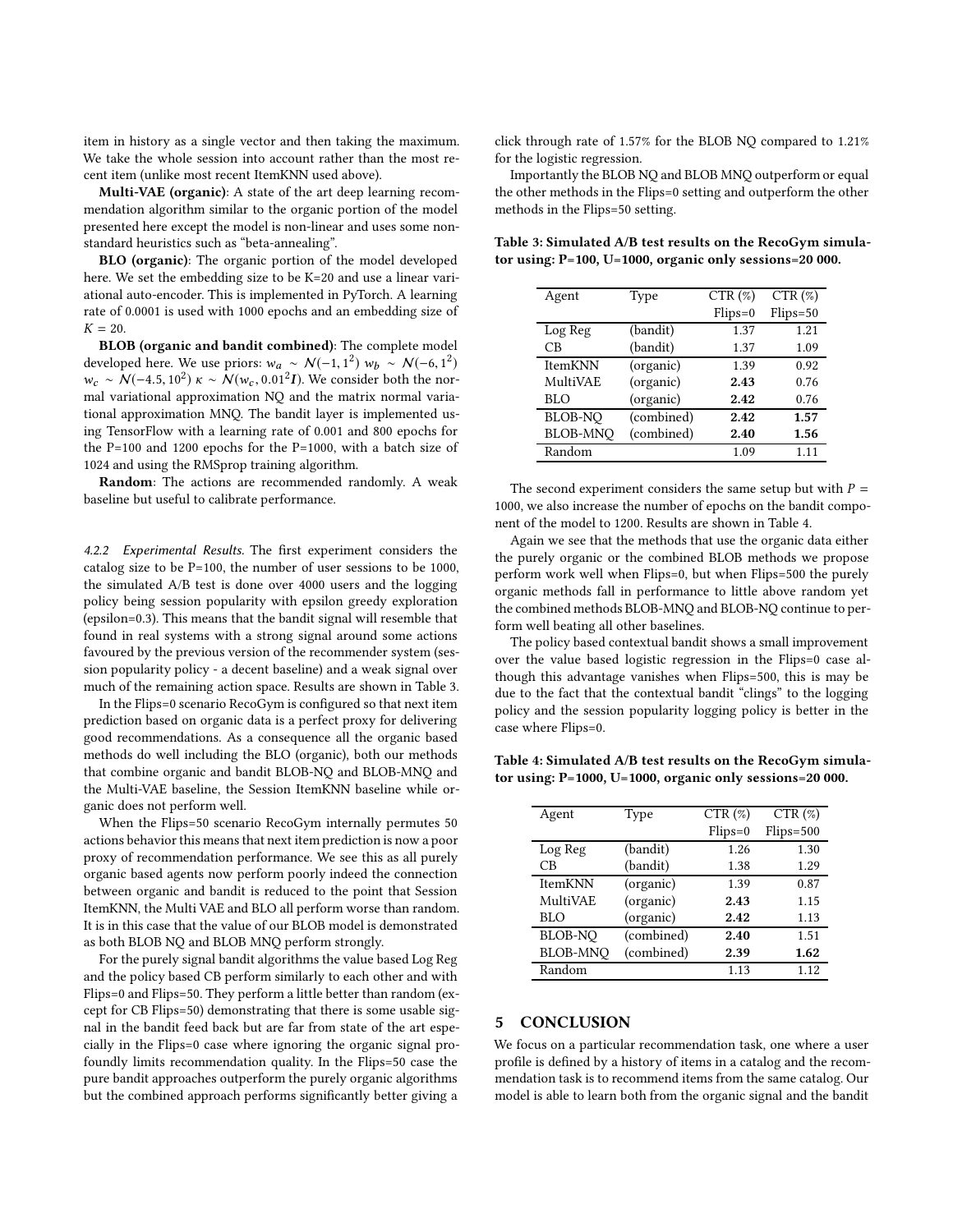item in history as a single vector and then taking the maximum. We take the whole session into account rather than the most recent item (unlike most recent ItemKNN used above).

**Multi-VAE (organic)**: A state of the art deep learning recommendation algorithm similar to the organic portion of the model presented here except the model is non-linear and uses some non-standard heuristics such as "beta-annealing".

**BLO (organic)**: The organic portion of the model developed here. We set the embedding size to be K=20 and use a linear variational auto-encoder. This is implemented in PyTorch. A learning rate of 0.0001 is used with 1000 epochs and an embedding size of $K = 20$.

**BLOB (organic and bandit combined)**: The complete model developed here. We use priors: $w_a \sim \mathcal{N}(-1, 1^2)$ $w_b \sim \mathcal{N}(-6, 1^2)$ $w_c \sim \mathcal{N}(-4.5, 10^2)$ $\kappa \sim \mathcal{N}(w_c, 0.01^2 \boldsymbol{I})$. We consider both the normal variational approximation NQ and the matrix normal variational approximation MNQ. The bandit layer is implemented using TensorFlow with a learning rate of 0.001 and 800 epochs for the P=100 and 1200 epochs for the P=1000, with a batch size of 1024 and using the RMSprop training algorithm.

**Random**: The actions are recommended randomly. A weak baseline but useful to calibrate performance.

#### 4.2.2 *Experimental Results.*

The first experiment considers the catalog size to be P=100, the number of user sessions to be 1000, the simulated A/B test is done over 4000 users and the logging policy being session popularity with epsilon greedy exploration (epsilon=0.3). This means that the bandit signal will resemble that found in real systems with a strong signal around some actions favoured by the previous version of the recommender system (session popularity policy - a decent baseline) and a weak signal over much of the remaining action space. Results are shown in Table 3.

In the Flips=0 scenario RecoGym is configured so that next item prediction based on organic data is a perfect proxy for delivering good recommendations. As a consequence all the organic based methods do well including the BLO (organic), both our methods that combine organic and bandit BLOB-NQ and BLOB-MNQ and the Multi-VAE baseline, the Session ItemKNN baseline while organic does not perform well.

When the Flips=50 scenario RecoGym internally permutes 50 actions behavior this means that next item prediction is now a poor proxy of recommendation performance. We see this as all purely organic based agents now perform poorly indeed the connection between organic and bandit is reduced to the point that Session ItemKNN, the Multi VAE and BLO all perform worse than random. It is in this case that the value of our BLOB model is demonstrated as both BLOB NQ and BLOB MNQ perform strongly.

For the purely signal bandit algorithms the value based Log Reg and the policy based CB perform similarly to each other and with Flips=0 and Flips=50. They perform a little better than random (except for CB Flips=50) demonstrating that there is some usable signal in the bandit feed back but are far from state of the art especially in the Flips=0 case where ignoring the organic signal profoundly limits recommendation quality. In the Flips=50 case the pure bandit approaches outperform the purely organic algorithms but the combined approach performs significantly better giving a click through rate of 1.57% for the BLOB NQ compared to 1.21% for the logistic regression.

Importantly the BLOB NQ and BLOB MNQ outperform or equal the other methods in the Flips=0 setting and outperform the other methods in the Flips=50 setting.

**Table 3: Simulated A/B test results on the RecoGym simulator using: P=100, U=1000, organic only sessions=20 000.**

| Agent | Type | CTR (%) Flips=0 | CTR (%) Flips=50 |
|---|---|---|---|
| Log Reg | (bandit) | 1.37 | 1.21 |
| CB | (bandit) | 1.37 | 1.09 |
| ItemKNN | (organic) | 1.39 | 0.92 |
| MultiVAE | (organic) | **2.43** | 0.76 |
| BLO | (organic) | **2.42** | 0.76 |
| BLOB-NQ | (combined) | **2.42** | **1.57** |
| BLOB-MNQ | (combined) | **2.40** | **1.56** |
| Random | | 1.09 | 1.11 |

The second experiment considers the same setup but with $P = 1000$, we also increase the number of epochs on the bandit component of the model to 1200. Results are shown in Table 4.

Again we see that the methods that use the organic data either the purely organic or the combined BLOB methods we propose perform work well when Flips=0, but when Flips=500 the purely organic methods fall in performance to little above random yet the combined methods BLOB-MNQ and BLOB-NQ continue to perform well beating all other baselines.

The policy based contextual bandit shows a small improvement over the value based logistic regression in the Flips=0 case although this advantage vanishes when Flips=500, this is may be due to the fact that the contextual bandit "clings" to the logging policy and the session popularity logging policy is better in the case where Flips=0.

**Table 4: Simulated A/B test results on the RecoGym simulator using: P=1000, U=1000, organic only sessions=20 000.**

| Agent | Type | CTR (%) Flips=0 | CTR (%) Flips=500 |
|---|---|---|---|
| Log Reg | (bandit) | 1.26 | 1.30 |
| CB | (bandit) | 1.38 | 1.29 |
| ItemKNN | (organic) | 1.39 | 0.87 |
| MultiVAE | (organic) | **2.43** | 1.15 |
| BLO | (organic) | **2.42** | 1.13 |
| BLOB-NQ | (combined) | **2.40** | 1.51 |
| BLOB-MNQ | (combined) | **2.39** | **1.62** |
| Random | | 1.13 | 1.12 |

## 5 CONCLUSION

We focus on a particular recommendation task, one where a user profile is defined by a history of items in a catalog and the recommendation task is to recommend items from the same catalog. Our model is able to learn both from the organic signal and the bandit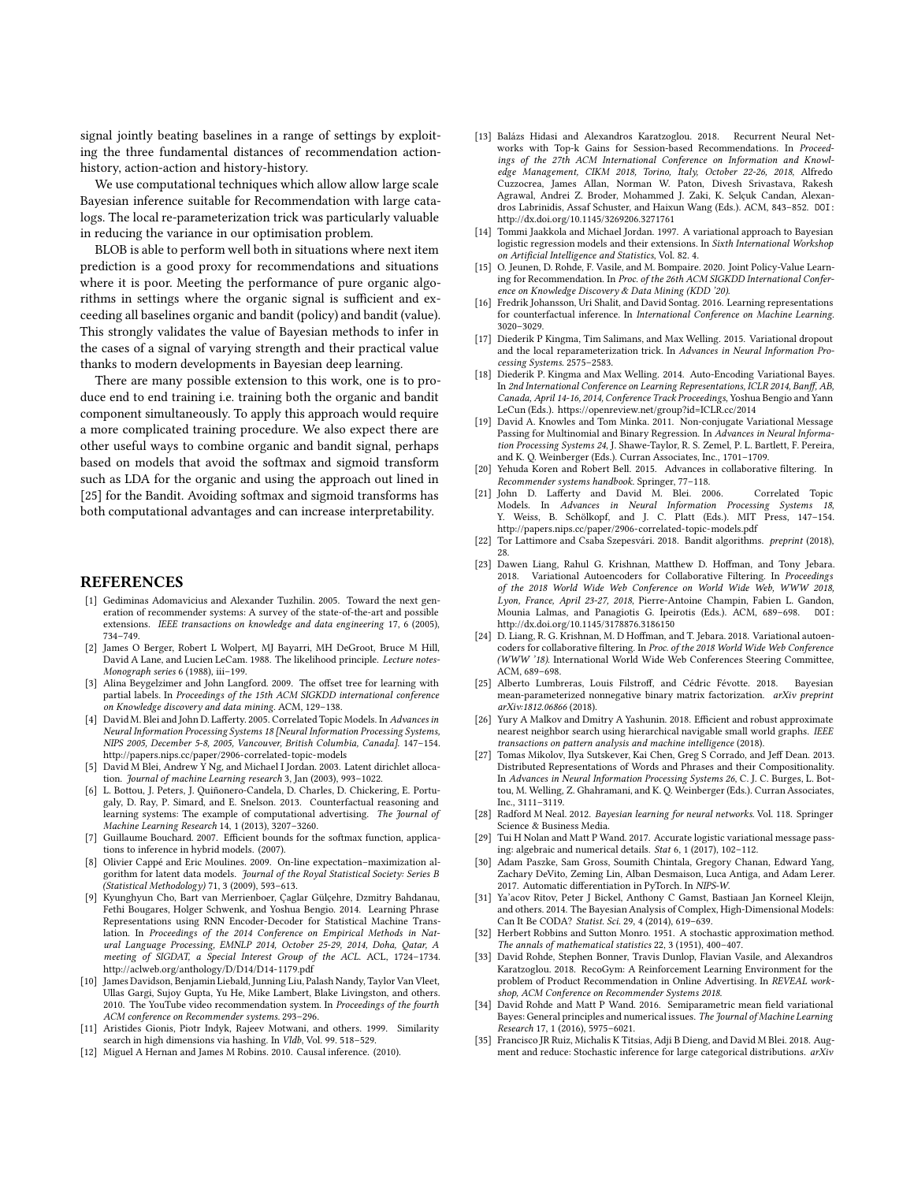signal jointly beating baselines in a range of settings by exploiting the three fundamental distances of recommendation action-history, action-action and history-history.

We use computational techniques which allow allow large scale Bayesian inference suitable for Recommendation with large catalogs. The local re-parameterization trick was particularly valuable in reducing the variance in our optimisation problem.

BLOB is able to perform well both in situations where next item prediction is a good proxy for recommendations and situations where it is poor. Meeting the performance of pure organic algorithms in settings where the organic signal is sufficient and exceeding all baselines organic and bandit (policy) and bandit (value). This strongly validates the value of Bayesian methods to infer in the cases of a signal of varying strength and their practical value thanks to modern developments in Bayesian deep learning.

There are many possible extension to this work, one is to produce end to end training i.e. training both the organic and bandit component simultaneously. To apply this approach would require a more complicated training procedure. We also expect there are other useful ways to combine organic and bandit signal, perhaps based on models that avoid the softmax and sigmoid transform such as LDA for the organic and using the approach out lined in [25] for the Bandit. Avoiding softmax and sigmoid transforms has both computational advantages and can increase interpretability.

## REFERENCES

[1] Gediminas Adomavicius and Alexander Tuzhilin. 2005. Toward the next generation of recommender systems: A survey of the state-of-the-art and possible extensions. *IEEE transactions on knowledge and data engineering* 17, 6 (2005), 734–749.

[2] James O Berger, Robert L Wolpert, MJ Bayarri, MH DeGroot, Bruce M Hill, David A Lane, and Lucien LeCam. 1988. The likelihood principle. *Lecture notes-Monograph series* 6 (1988), iii–199.

[3] Alina Beygelzimer and John Langford. 2009. The offset tree for learning with partial labels. In *Proceedings of the 15th ACM SIGKDD international conference on Knowledge discovery and data mining*. ACM, 129–138.

[4] David M. Blei and John D. Lafferty. 2005. Correlated Topic Models. In *Advances in Neural Information Processing Systems 18 [Neural Information Processing Systems, NIPS 2005, December 5-8, 2005, Vancouver, British Columbia, Canada]*. 147–154. http://papers.nips.cc/paper/2906-correlated-topic-models

[5] David M Blei, Andrew Y Ng, and Michael I Jordan. 2003. Latent dirichlet allocation. *Journal of machine Learning research* 3, Jan (2003), 993–1022.

[6] L. Bottou, J. Peters, J. Quiñonero-Candela, D. Charles, D. Chickering, E. Portugaly, D. Ray, P. Simard, and E. Snelson. 2013. Counterfactual reasoning and learning systems: The example of computational advertising. *The Journal of Machine Learning Research* 14, 1 (2013), 3207–3260.

[7] Guillaume Bouchard. 2007. Efficient bounds for the softmax function, applications to inference in hybrid models. (2007).

[8] Olivier Cappé and Eric Moulines. 2009. On-line expectation–maximization algorithm for latent data models. *Journal of the Royal Statistical Society: Series B (Statistical Methodology)* 71, 3 (2009), 593–613.

[9] Kyunghyun Cho, Bart van Merrienboer, Çaglar Gülçehre, Dzmitry Bahdanau, Fethi Bougares, Holger Schwenk, and Yoshua Bengio. 2014. Learning Phrase Representations using RNN Encoder-Decoder for Statistical Machine Translation. In *Proceedings of the 2014 Conference on Empirical Methods in Natural Language Processing, EMNLP 2014, October 25-29, 2014, Doha, Qatar, A meeting of SIGDAT, a Special Interest Group of the ACL*. ACL, 1724–1734. http://aclweb.org/anthology/D/D14/D14-1179.pdf

[10] James Davidson, Benjamin Liebald, Junning Liu, Palash Nandy, Taylor Van Vleet, Ullas Gargi, Sujoy Gupta, Yu He, Mike Lambert, Blake Livingston, and others. 2010. The YouTube video recommendation system. In *Proceedings of the fourth ACM conference on Recommender systems*. 293–296.

[11] Aristides Gionis, Piotr Indyk, Rajeev Motwani, and others. 1999. Similarity search in high dimensions via hashing. In *Vldb*, Vol. 99. 518–529.

[12] Miguel A Hernan and James M Robins. 2010. Causal inference. (2010).

[13] Balázs Hidasi and Alexandros Karatzoglou. 2018. Recurrent Neural Networks with Top-k Gains for Session-based Recommendations. In *Proceedings of the 27th ACM International Conference on Information and Knowledge Management, CIKM 2018, Torino, Italy, October 22-26, 2018*, Alfredo Cuzzocrea, James Allan, Norman W. Paton, Divesh Srivastava, Rakesh Agrawal, Andrei Z. Broder, Mohammed J. Zaki, K. Selçuk Candan, Alexandros Labrinidis, Assaf Schuster, and Haixun Wang (Eds.). ACM, 843–852. DOI: http://dx.doi.org/10.1145/3269206.3271761

[14] Tommi Jaakkola and Michael Jordan. 1997. A variational approach to Bayesian logistic regression models and their extensions. In *Sixth International Workshop on Artificial Intelligence and Statistics*, Vol. 82. 4.

[15] O. Jeunen, D. Rohde, F. Vasile, and M. Bompaire. 2020. Joint Policy-Value Learning for Recommendation. In *Proc. of the 26th ACM SIGKDD International Conference on Knowledge Discovery & Data Mining (KDD '20)*.

[16] Fredrik Johansson, Uri Shalit, and David Sontag. 2016. Learning representations for counterfactual inference. In *International Conference on Machine Learning*. 3020–3029.

[17] Diederik P Kingma, Tim Salimans, and Max Welling. 2015. Variational dropout and the local reparameterization trick. In *Advances in Neural Information Processing Systems*. 2575–2583.

[18] Diederik P. Kingma and Max Welling. 2014. Auto-Encoding Variational Bayes. In *2nd International Conference on Learning Representations, ICLR 2014, Banff, AB, Canada, April 14-16, 2014, Conference Track Proceedings*, Yoshua Bengio and Yann LeCun (Eds.). https://openreview.net/group?id=ICLR.cc/2014

[19] David A. Knowles and Tom Minka. 2011. Non-conjugate Variational Message Passing for Multinomial and Binary Regression. In *Advances in Neural Information Processing Systems 24*, J. Shawe-Taylor, R. S. Zemel, P. L. Bartlett, F. Pereira, and K. Q. Weinberger (Eds.). Curran Associates, Inc., 1701–1709.

[20] Yehuda Koren and Robert Bell. 2015. Advances in collaborative filtering. In *Recommender systems handbook*. Springer, 77–118.

[21] John D. Lafferty and David M. Blei. 2006. Correlated Topic Models. In *Advances in Neural Information Processing Systems 18*, Y. Weiss, B. Schölkopf, and J. C. Platt (Eds.). MIT Press, 147–154. http://papers.nips.cc/paper/2906-correlated-topic-models.pdf

[22] Tor Lattimore and Csaba Szepesvári. 2018. Bandit algorithms. *preprint* (2018), 28.

[23] Dawen Liang, Rahul G. Krishnan, Matthew D. Hoffman, and Tony Jebara. 2018. Variational Autoencoders for Collaborative Filtering. In *Proceedings of the 2018 World Wide Web Conference on World Wide Web, WWW 2018, Lyon, France, April 23-27, 2018*, Pierre-Antoine Champin, Fabien L. Gandon, Mounia Lalmas, and Panagiotis G. Ipeirotis (Eds.). ACM, 689–698. DOI: http://dx.doi.org/10.1145/3178876.3186150

[24] D. Liang, R. G. Krishnan, M. D Hoffman, and T. Jebara. 2018. Variational autoencoders for collaborative filtering. In *Proc. of the 2018 World Wide Web Conference (WWW '18)*. International World Wide Web Conferences Steering Committee, ACM, 689–698.

[25] Alberto Lumbreras, Louis Filstroff, and Cédric Févotte. 2018. Bayesian mean-parameterized nonnegative binary matrix factorization. *arXiv preprint arXiv:1812.06866* (2018).

[26] Yury A Malkov and Dmitry A Yashunin. 2018. Efficient and robust approximate nearest neighbor search using hierarchical navigable small world graphs. *IEEE transactions on pattern analysis and machine intelligence* (2018).

[27] Tomas Mikolov, Ilya Sutskever, Kai Chen, Greg S Corrado, and Jeff Dean. 2013. Distributed Representations of Words and Phrases and their Compositionality. In *Advances in Neural Information Processing Systems 26*, C. J. C. Burges, L. Bottou, M. Welling, Z. Ghahramani, and K. Q. Weinberger (Eds.). Curran Associates, Inc., 3111–3119.

[28] Radford M Neal. 2012. *Bayesian learning for neural networks*. Vol. 118. Springer Science & Business Media.

[29] Tui H Nolan and Matt P Wand. 2017. Accurate logistic variational message passing: algebraic and numerical details. *Stat* 6, 1 (2017), 102–112.

[30] Adam Paszke, Sam Gross, Soumith Chintala, Gregory Chanan, Edward Yang, Zachary DeVito, Zeming Lin, Alban Desmaison, Luca Antiga, and Adam Lerer. 2017. Automatic differentiation in PyTorch. In *NIPS-W*.

[31] Ya'acov Ritov, Peter J Bickel, Anthony C Gamst, Bastiaan Jan Korneel Kleijn, and others. 2014. The Bayesian Analysis of Complex, High-Dimensional Models: Can It Be CODA? *Statist. Sci.* 29, 4 (2014), 619–639.

[32] Herbert Robbins and Sutton Monro. 1951. A stochastic approximation method. *The annals of mathematical statistics* 22, 3 (1951), 400–407.

[33] David Rohde, Stephen Bonner, Travis Dunlop, Flavian Vasile, and Alexandros Karatzoglou. 2018. RecoGym: A Reinforcement Learning Environment for the problem of Product Recommendation in Online Advertising. In *REVEAL workshop, ACM Conference on Recommender Systems 2018*.

[34] David Rohde and Matt P Wand. 2016. Semiparametric mean field variational Bayes: General principles and numerical issues. *The Journal of Machine Learning Research* 17, 1 (2016), 5975–6021.

[35] Francisco JR Ruiz, Michalis K Titsias, Adji B Dieng, and David M Blei. 2018. Augment and reduce: Stochastic inference for large categorical distributions. *arXiv*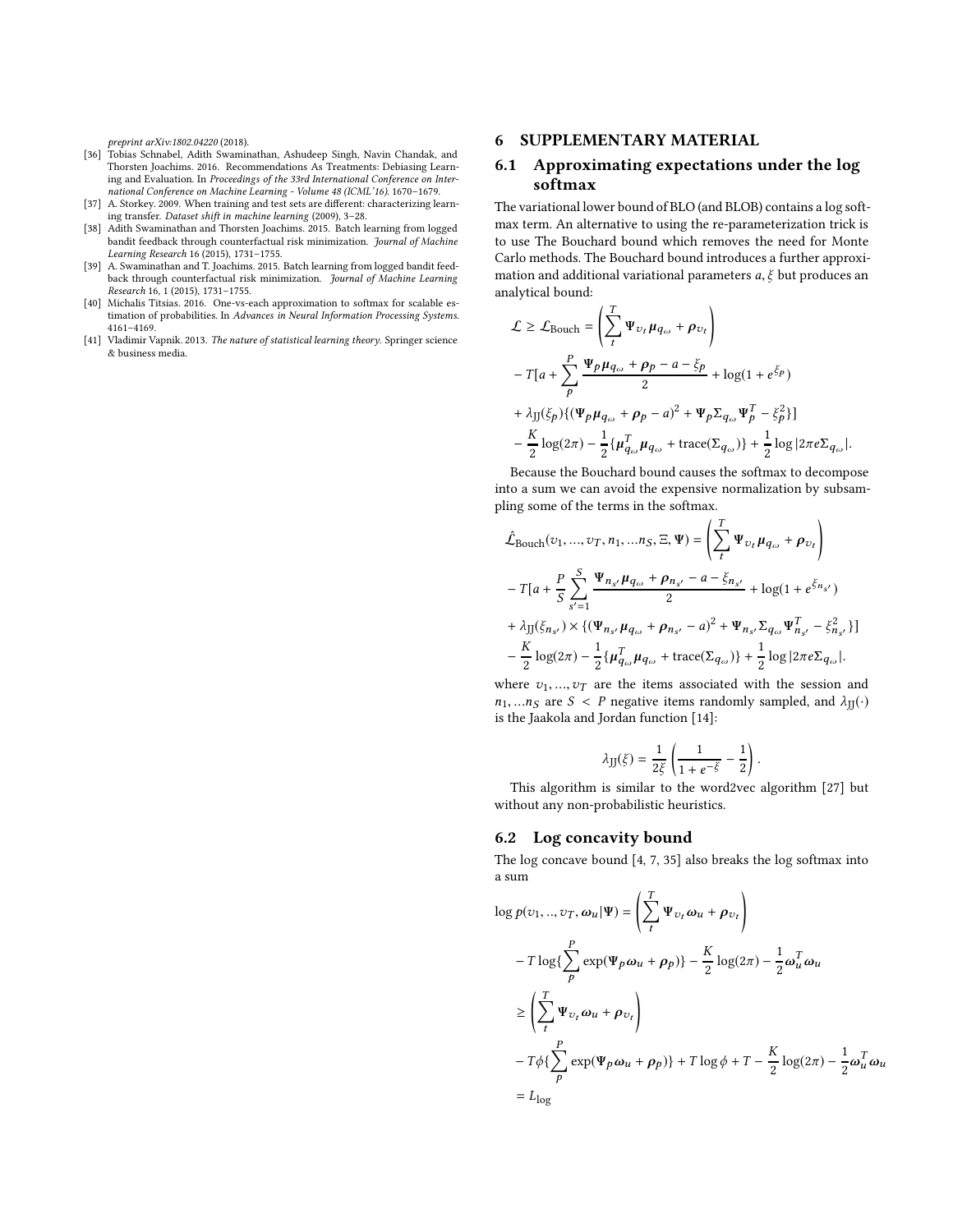*preprint arXiv:1802.04220* (2018).

[36] Tobias Schnabel, Adith Swaminathan, Ashudeep Singh, Navin Chandak, and Thorsten Joachims. 2016. Recommendations As Treatments: Debiasing Learning and Evaluation. In *Proceedings of the 33rd International Conference on International Conference on Machine Learning - Volume 48 (ICML'16)*. 1670–1679.

[37] A. Storkey. 2009. When training and test sets are different: characterizing learning transfer. *Dataset shift in machine learning* (2009), 3–28.

[38] Adith Swaminathan and Thorsten Joachims. 2015. Batch learning from logged bandit feedback through counterfactual risk minimization. *Journal of Machine Learning Research* 16 (2015), 1731–1755.

[39] A. Swaminathan and T. Joachims. 2015. Batch learning from logged bandit feedback through counterfactual risk minimization. *Journal of Machine Learning Research* 16, 1 (2015), 1731–1755.

[40] Michalis Titsias. 2016. One-vs-each approximation to softmax for scalable estimation of probabilities. In *Advances in Neural Information Processing Systems*. 4161–4169.

[41] Vladimir Vapnik. 2013. *The nature of statistical learning theory*. Springer science & business media.

# 6 SUPPLEMENTARY MATERIAL

## 6.1 Approximating expectations under the log softmax

The variational lower bound of BLO (and BLOB) contains a log softmax term. An alternative to using the re-parameterization trick is to use The Bouchard bound which removes the need for Monte Carlo methods. The Bouchard bound introduces a further approximation and additional variational parameters $a, \xi$ but produces an analytical bound:

$$
\begin{aligned}
\mathcal{L} \geq \mathcal{L}_{\text{Bouch}} &= \left( \sum_t^T \Psi_{v_t} \mu_{q_\omega} + \rho_{v_t} \right) \\
&- T[a + \sum_p^P \frac{\Psi_p \mu_{q_\omega} + \rho_p - a - \xi_p}{2} + \log(1 + e^{\xi_p}) \\
&+ \lambda_{\text{JJ}}(\xi_p)\{(\Psi_p \mu_{q_\omega} + \rho_p - a)^2 + \Psi_p \Sigma_{q_\omega} \Psi_p^T - \xi_p^2\}] \\
&- \frac{K}{2}\log(2\pi) - \frac{1}{2}\{\mu_{q_\omega}^T \mu_{q_\omega} + \text{trace}(\Sigma_{q_\omega})\} + \frac{1}{2}\log|2\pi e \Sigma_{q_\omega}|.
\end{aligned}
$$

Because the Bouchard bound causes the softmax to decompose into a sum we can avoid the expensive normalization by subsampling some of the terms in the softmax.

$$
\begin{aligned}
\hat{\mathcal{L}}_{\text{Bouch}}(v_1, ..., v_T, n_1, ...n_S, \Xi, \Psi) &= \left( \sum_t^T \Psi_{v_t} \mu_{q_\omega} + \rho_{v_t} \right) \\
&- T[a + \frac{P}{S} \sum_{s'=1}^S \frac{\Psi_{n_{s'}} \mu_{q_\omega} + \rho_{n_{s'}} - a - \xi_{n_{s'}}}{2} + \log(1 + e^{\xi_{n_{s'}}}) \\
&+ \lambda_{\text{JJ}}(\xi_{n_{s'}}) \times \{(\Psi_{n_{s'}} \mu_{q_\omega} + \rho_{n_{s'}} - a)^2 + \Psi_{n_{s'}} \Sigma_{q_\omega} \Psi_{n_{s'}}^T - \xi_{n_{s'}}^2\}] \\
&- \frac{K}{2}\log(2\pi) - \frac{1}{2}\{\mu_{q_\omega}^T \mu_{q_\omega} + \text{trace}(\Sigma_{q_\omega})\} + \frac{1}{2}\log|2\pi e \Sigma_{q_\omega}|.
\end{aligned}
$$

where $v_1, ..., v_T$ are the items associated with the session and $n_1, ...n_S$ are $S < P$ negative items randomly sampled, and $\lambda_{\text{JJ}}(\cdot)$ is the Jaakola and Jordan function [14]:

$$
\lambda_{\text{JJ}}(\xi) = \frac{1}{2\xi}\left( \frac{1}{1 + e^{-\xi}} - \frac{1}{2} \right).
$$

This algorithm is similar to the word2vec algorithm [27] but without any non-probabilistic heuristics.

## 6.2 Log concavity bound

The log concave bound [4, 7, 35] also breaks the log softmax into a sum

$$
\begin{aligned}
\log p(v_1, .., v_T, \omega_u | \Psi) &= \left( \sum_t^T \Psi_{v_t} \omega_u + \rho_{v_t} \right) \\
&- T \log\{\sum_p^P \exp(\Psi_p \omega_u + \rho_p)\} - \frac{K}{2}\log(2\pi) - \frac{1}{2}\omega_u^T \omega_u \\
&\geq \left( \sum_t^T \Psi_{v_t} \omega_u + \rho_{v_t} \right) \\
&- T\phi\{\sum_p^P \exp(\Psi_p \omega_u + \rho_p)\} + T\log\phi + T - \frac{K}{2}\log(2\pi) - \frac{1}{2}\omega_u^T \omega_u \\
&= L_{\log}
\end{aligned}
$$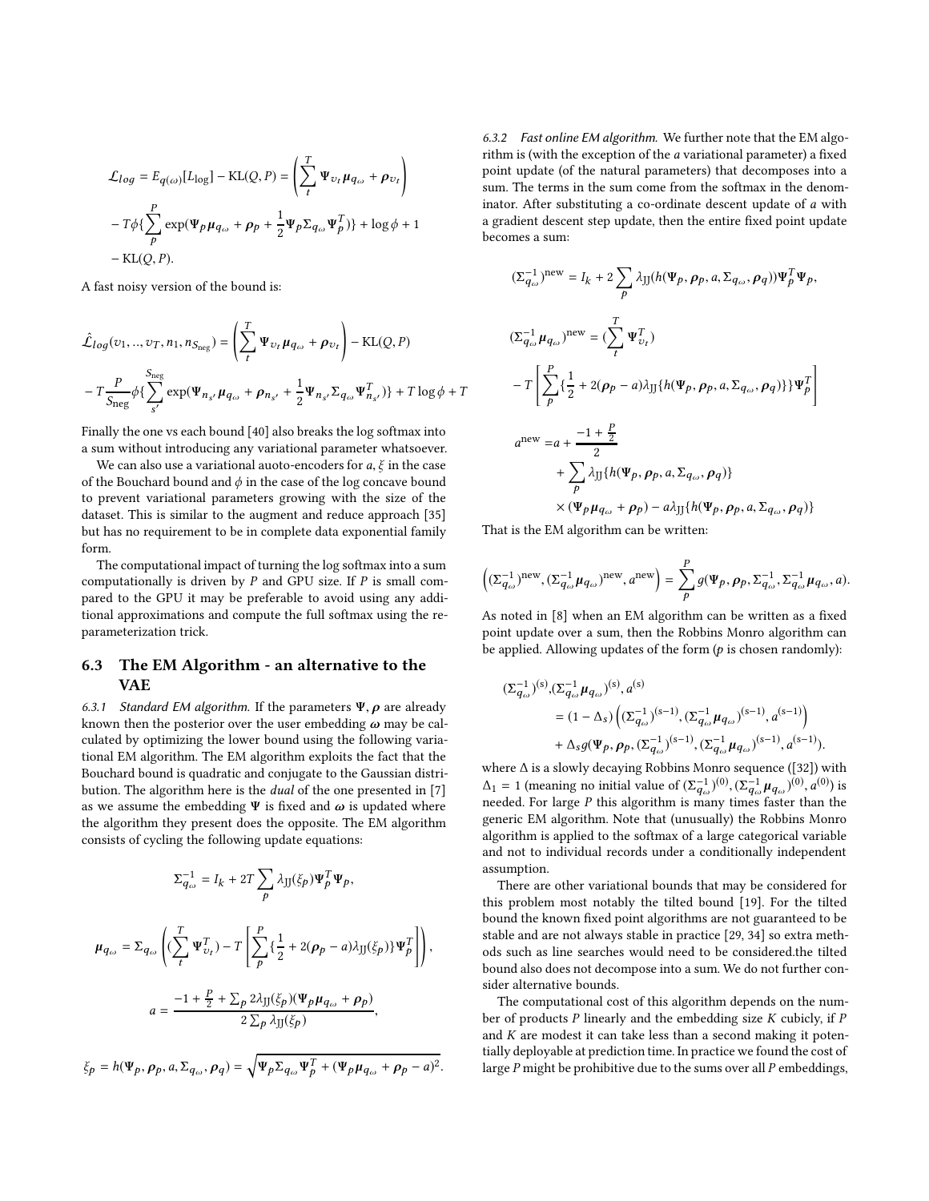$$\mathcal{L}_{log} = E_{q(\omega)}[L_{\text{log}}] - \text{KL}(Q,P) = \left( \sum_t^T \Psi_{v_t} \mu_{q_\omega} + \rho_{v_t} \right)$$

$$- T\phi\{\sum_p^P \exp(\Psi_p \mu_{q_\omega} + \rho_p + \frac{1}{2}\Psi_p \Sigma_{q_\omega} \Psi_p^T)\} + \log \phi + 1$$

$$- \text{KL}(Q,P).$$

A fast noisy version of the bound is:

$$\hat{\mathcal{L}}_{log}(v_1, .., v_T, n_1, n_{S_{\text{neg}}}) = \left( \sum_t^T \Psi_{v_t} \mu_{q_\omega} + \rho_{v_t} \right) - \text{KL}(Q,P)$$

$$- T\frac{P}{S_{\text{neg}}}\phi\{\sum_{s'}^{S_{\text{neg}}} \exp(\Psi_{n_{s'}} \mu_{q_\omega} + \rho_{n_{s'}} + \frac{1}{2}\Psi_{n_{s'}} \Sigma_{q_\omega} \Psi_{n_{s'}}^T)\} + T\log\phi + T$$

Finally the one vs each bound [40] also breaks the log softmax into a sum without introducing any variational parameter whatsoever.

We can also use a variational auoto-encoders for $a, \xi$ in the case of the Bouchard bound and $\phi$ in the case of the log concave bound to prevent variational parameters growing with the size of the dataset. This is similar to the augment and reduce approach [35] but has no requirement to be in complete data exponential family form.

The computational impact of turning the log softmax into a sum computationally is driven by $P$ and GPU size. If $P$ is small compared to the GPU it may be preferable to avoid using any additional approximations and compute the full softmax using the reparameterization trick.

## 6.3 The EM Algorithm - an alternative to the VAE

*6.3.1 Standard EM algorithm.* If the parameters $\Psi, \rho$ are already known then the posterior over the user embedding $\omega$ may be calculated by optimizing the lower bound using the following variational EM algorithm. The EM algorithm exploits the fact that the Bouchard bound is quadratic and conjugate to the Gaussian distribution. The algorithm here is the *dual* of the one presented in [7] as we assume the embedding $\Psi$ is fixed and $\omega$ is updated where the algorithm they present does the opposite. The EM algorithm consists of cycling the following update equations:

$$\Sigma_{q_\omega}^{-1} = I_k + 2T\sum_p \lambda_{\text{JJ}}(\xi_p)\Psi_p^T\Psi_p,$$

$$\mu_{q_\omega} = \Sigma_{q_\omega}\left( (\sum_t^T \Psi_{v_t}^T) - T\left[ \sum_p^P \{\frac{1}{2} + 2(\rho_p - a)\lambda_{\text{JJ}}(\xi_p)\}\Psi_p^T \right] \right),$$

$$a = \frac{-1 + \frac{P}{2} + \sum_p 2\lambda_{\text{JJ}}(\xi_p)(\Psi_p\mu_{q_\omega} + \rho_p)}{2\sum_p \lambda_{\text{JJ}}(\xi_p)},$$

$$\xi_p = h(\Psi_p, \rho_p, a, \Sigma_{q_\omega}, \rho_q) = \sqrt{\Psi_p\Sigma_{q_\omega}\Psi_p^T + (\Psi_p\mu_{q_\omega} + \rho_p - a)^2}.$$

*6.3.2 Fast online EM algorithm.* We further note that the EM algorithm is (with the exception of the $a$ variational parameter) a fixed point update (of the natural parameters) that decomposes into a sum. The terms in the sum come from the softmax in the denominator. After substituting a co-ordinate descent update of $a$ with a gradient descent step update, then the entire fixed point update becomes a sum:

$$(\Sigma_{q_\omega}^{-1})^{\text{new}} = I_k + 2\sum_p \lambda_{\text{JJ}}(h(\Psi_p, \rho_p, a, \Sigma_{q_\omega}, \rho_q))\Psi_p^T\Psi_p,$$

$$(\Sigma_{q_\omega}^{-1}\mu_{q_\omega})^{\text{new}} = (\sum_t^T \Psi_{v_t}^T)$$

$$- T\left[ \sum_p^P \{\frac{1}{2} + 2(\rho_p - a)\lambda_{\text{JJ}}\{h(\Psi_p, \rho_p, a, \Sigma_{q_\omega}, \rho_q)\}\}\Psi_p^T \right]$$

$$a^{\text{new}} = a + \frac{-1 + \frac{P}{2}}{2}$$

$$+ \sum_p \lambda_{\text{JJ}}\{h(\Psi_p, \rho_p, a, \Sigma_{q_\omega}, \rho_q)\}$$

$$\times (\Psi_p\mu_{q_\omega} + \rho_p) - a\lambda_{\text{JJ}}\{h(\Psi_p, \rho_p, a, \Sigma_{q_\omega}, \rho_q)\}$$

That is the EM algorithm can be written:

$$\left( (\Sigma_{q_\omega}^{-1})^{\text{new}}, (\Sigma_{q_\omega}^{-1}\mu_{q_\omega})^{\text{new}}, a^{\text{new}} \right) = \sum_p^P g(\Psi_p, \rho_p, \Sigma_{q_\omega}^{-1}, \Sigma_{q_\omega}^{-1}\mu_{q_\omega}, a).$$

As noted in [8] when an EM algorithm can be written as a fixed point update over a sum, then the Robbins Monro algorithm can be applied. Allowing updates of the form ($p$ is chosen randomly):

$$(\Sigma_{q_\omega}^{-1})^{(s)}, (\Sigma_{q_\omega}^{-1}\mu_{q_\omega})^{(s)}, a^{(s)}$$

$$= (1 - \Delta_s)\left( (\Sigma_{q_\omega}^{-1})^{(s-1)}, (\Sigma_{q_\omega}^{-1}\mu_{q_\omega})^{(s-1)}, a^{(s-1)} \right)$$

$$+ \Delta_s g(\Psi_p, \rho_p, (\Sigma_{q_\omega}^{-1})^{(s-1)}, (\Sigma_{q_\omega}^{-1}\mu_{q_\omega})^{(s-1)}, a^{(s-1)}).$$

where $\Delta$ is a slowly decaying Robbins Monro sequence ([32]) with $\Delta_1 = 1$ (meaning no initial value of $(\Sigma_{q_\omega}^{-1})^{(0)}, (\Sigma_{q_\omega}^{-1}\mu_{q_\omega})^{(0)}, a^{(0)}$) is needed. For large $P$ this algorithm is many times faster than the generic EM algorithm. Note that (unusually) the Robbins Monro algorithm is applied to the softmax of a large categorical variable and not to individual records under a conditionally independent assumption.

There are other variational bounds that may be considered for this problem most notably the tilted bound [19]. For the tilted bound the known fixed point algorithms are not guaranteed to be stable and are not always stable in practice [29, 34] so extra methods such as line searches would need to be considered.the tilted bound also does not decompose into a sum. We do not further consider alternative bounds.

The computational cost of this algorithm depends on the number of products $P$ linearly and the embedding size $K$ cubicly, if $P$ and $K$ are modest it can take less than a second making it potentially deployable at prediction time. In practice we found the cost of large $P$ might be prohibitive due to the sums over all $P$ embeddings,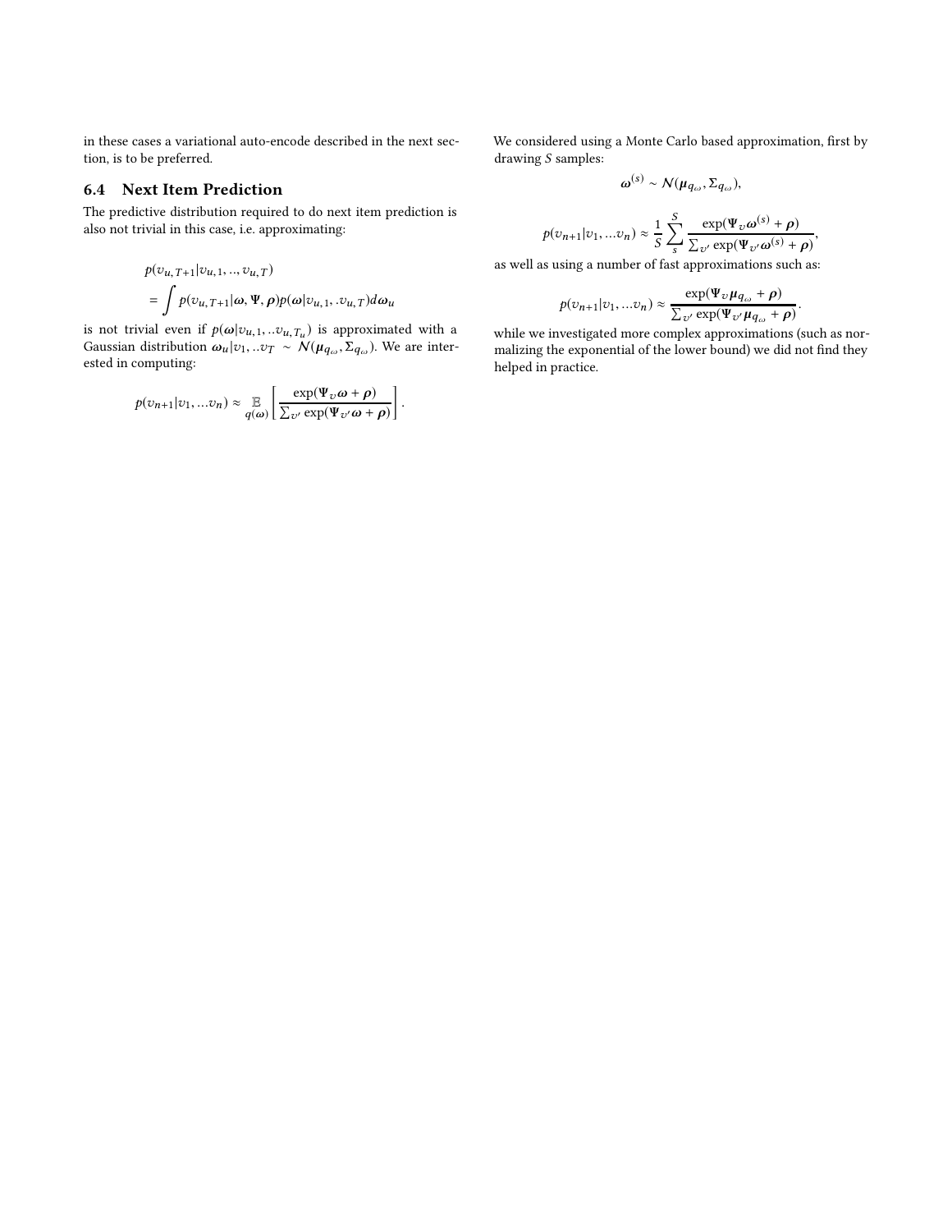in these cases a variational auto-encode described in the next section, is to be preferred.

### 6.4 Next Item Prediction

The predictive distribution required to do next item prediction is also not trivial in this case, i.e. approximating:

$$
\begin{aligned}
& p(v_{u,T+1}|v_{u,1},..,v_{u,T}) \\
&= \int p(v_{u,T+1}|\boldsymbol{\omega}, \Psi, \boldsymbol{\rho}) p(\boldsymbol{\omega}|v_{u,1}, .v_{u,T}) d\boldsymbol{\omega}_u
\end{aligned}
$$

is not trivial even if $p(\boldsymbol{\omega}|v_{u,1},..v_{u,T_u})$ is approximated with a Gaussian distribution $\boldsymbol{\omega}_u|v_1,..v_T \sim \mathcal{N}(\boldsymbol{\mu}_{q_\omega}, \Sigma_{q_\omega})$. We are interested in computing:

$$
p(v_{n+1}|v_1, ...v_n) \approx \mathop{\mathbb{E}}_{q(\boldsymbol{\omega})}\left[\frac{\exp(\Psi_v\boldsymbol{\omega} + \boldsymbol{\rho})}{\sum_{v'}\exp(\Psi_{v'}\boldsymbol{\omega} + \boldsymbol{\rho})}\right].
$$

We considered using a Monte Carlo based approximation, first by drawing $S$ samples:

$$
\boldsymbol{\omega}^{(s)} \sim \mathcal{N}(\boldsymbol{\mu}_{q_\omega}, \Sigma_{q_\omega}),
$$

$$
p(v_{n+1}|v_1, ...v_n) \approx \frac{1}{S}\sum_{s}^{S}\frac{\exp(\Psi_v\boldsymbol{\omega}^{(s)} + \boldsymbol{\rho})}{\sum_{v'}\exp(\Psi_{v'}\boldsymbol{\omega}^{(s)} + \boldsymbol{\rho})},
$$

as well as using a number of fast approximations such as:

$$
p(v_{n+1}|v_1, ...v_n) \approx \frac{\exp(\Psi_v\boldsymbol{\mu}_{q_\omega} + \boldsymbol{\rho})}{\sum_{v'}\exp(\Psi_{v'}\boldsymbol{\mu}_{q_\omega} + \boldsymbol{\rho})}.
$$

while we investigated more complex approximations (such as normalizing the exponential of the lower bound) we did not find they helped in practice.